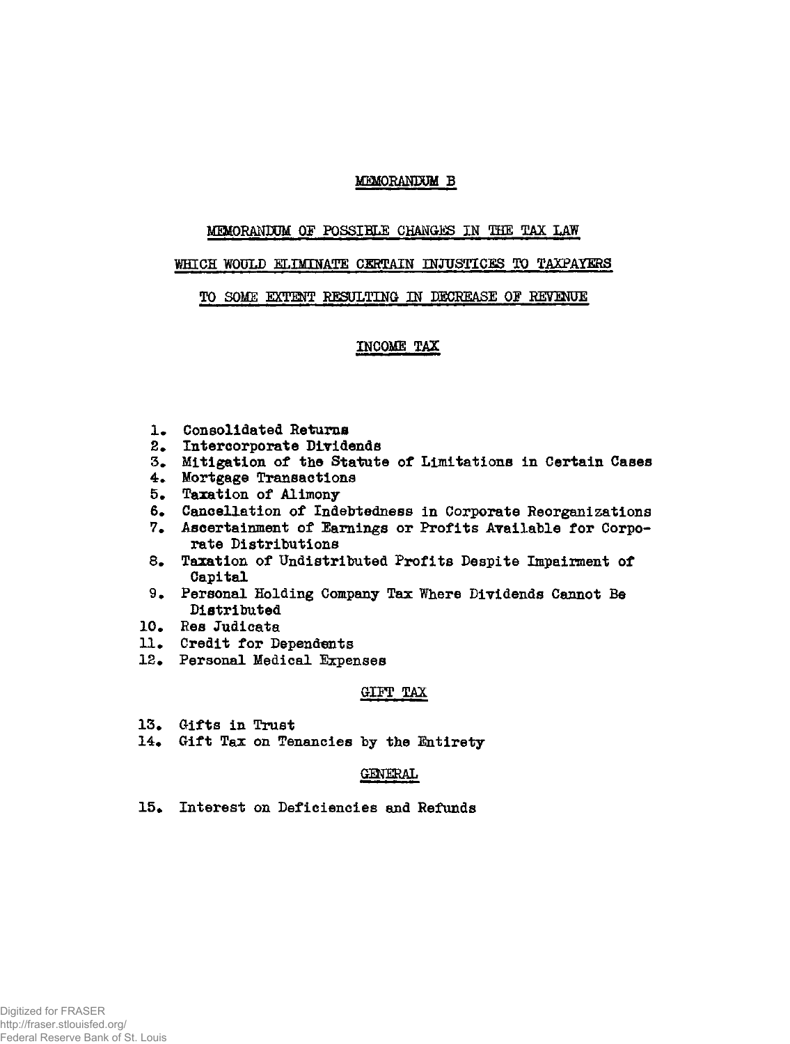# MEMORANDUM B

## MEMORANDUM OF POSSIBLE CHANGES IN THE TAX LAW WHICH WOULD ELIMINATE CERTAIN INJUSTICES TO TAXPAYERS TO SOME EXTENT RESULTING IN DECREASE OF REVENUE

### INCOME TAX

1. Consolidated Returns
2. Intercorporate Dividends
3. Mitigation of the Statute of Limitations in Certain Cases
4. Mortgage Transactions
5. Taxation of Alimony
6. Cancellation of Indebtedness in Corporate Reorganizations
7. Ascertainment of Earnings or Profits Available for Corporate Distributions
8. Taxation of Undistributed Profits Despite Impairment of Capital
9. Personal Holding Company Tax Where Dividends Cannot Be Distributed
10. Res Judicata
11. Credit for Dependents
12. Personal Medical Expenses

### GIFT TAX

13. Gifts in Trust
14. Gift Tax on Tenancies by the Entirety

### GENERAL

15. Interest on Deficiencies and Refunds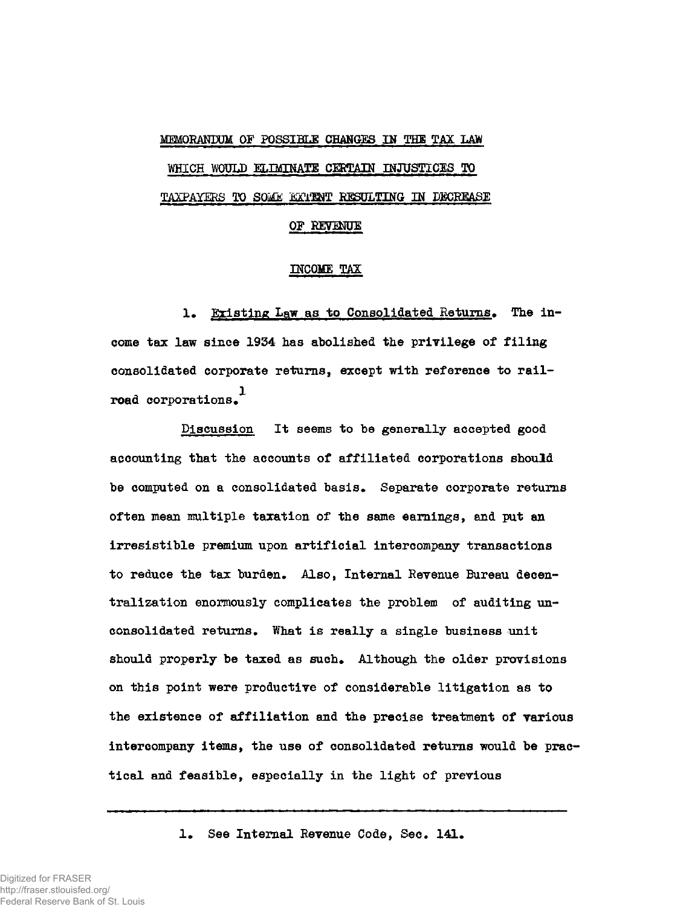# MEMORANDUM OF POSSIBLE CHANGES IN THE TAX LAW WHICH WOULD ELIMINATE CERTAIN INJUSTICES TO TAXPAYERS TO SOME EXTENT RESULTING IN DECREASE OF REVENUE

## INCOME TAX

1. Existing Law as to Consolidated Returns. The income tax law since 1934 has abolished the privilege of filing consolidated corporate returns, except with reference to railroad corporations.[1]

Discussion It seems to be generally accepted good accounting that the accounts of affiliated corporations should be computed on a consolidated basis. Separate corporate returns often mean multiple taxation of the same earnings, and put an irresistible premium upon artificial intercompany transactions to reduce the tax burden. Also, Internal Revenue Bureau decentralization enormously complicates the problem of auditing unconsolidated returns. What is really a single business unit should properly be taxed as such. Although the older provisions on this point were productive of considerable litigation as to the existence of affiliation and the precise treatment of various intercompany items, the use of consolidated returns would be practical and feasible, especially in the light of previous

---

1. See Internal Revenue Code, Sec. 141.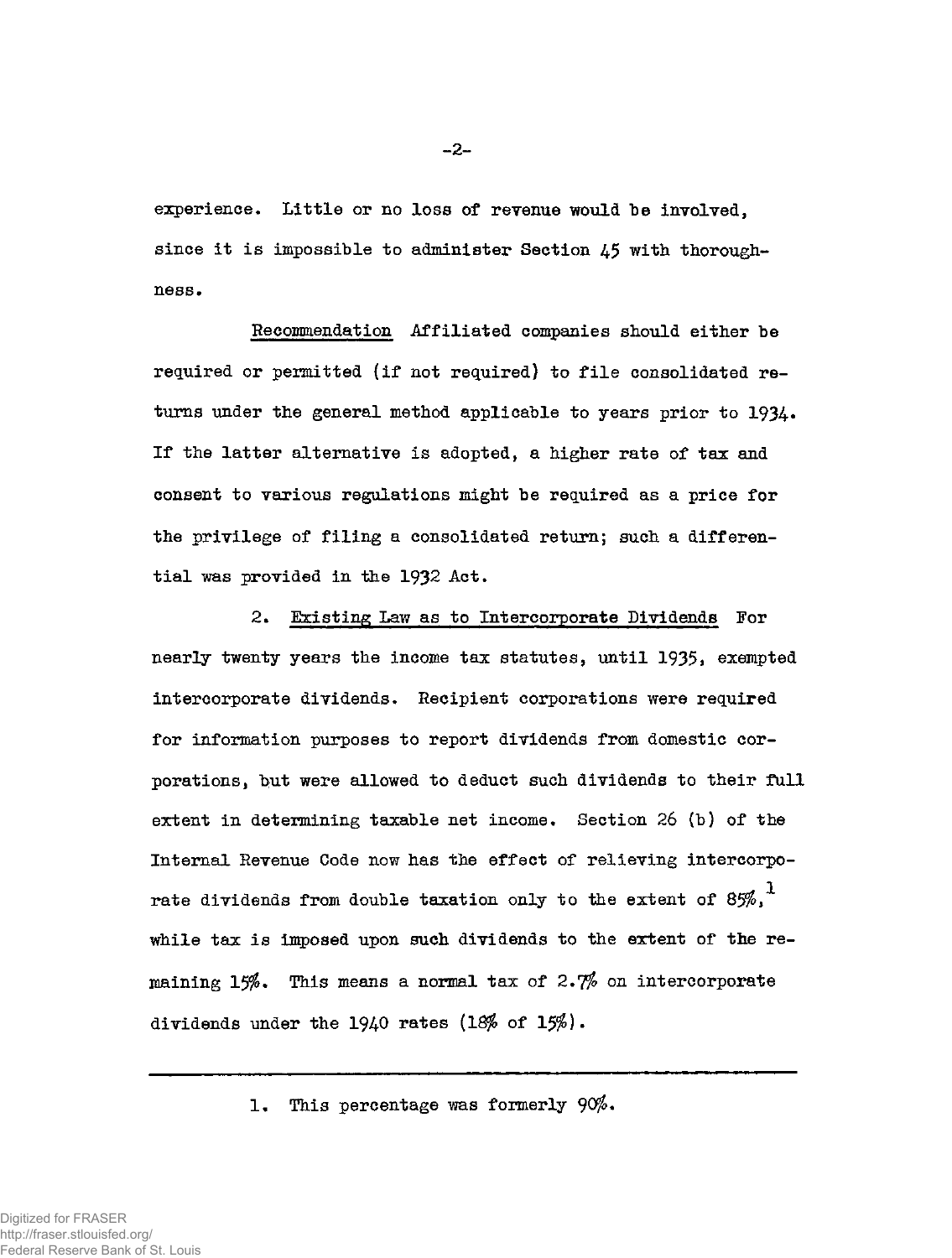experience. Little or no loss of revenue would be involved, since it is impossible to administer Section 45 with thoroughness.

Recommendation Affiliated companies should either be required or permitted (if not required) to file consolidated returns under the general method applicable to years prior to 1934. If the latter alternative is adopted, a higher rate of tax and consent to various regulations might be required as a price for the privilege of filing a consolidated return; such a differential was provided in the 1932 Act.

2. Existing Law as to Intercorporate Dividends For nearly twenty years the income tax statutes, until 1935, exempted intercorporate dividends. Recipient corporations were required for information purposes to report dividends from domestic corporations, but were allowed to deduct such dividends to their full extent in determining taxable net income. Section 26 (b) of the Internal Revenue Code now has the effect of relieving intercorporate dividends from double taxation only to the extent of 85%,[1] while tax is imposed upon such dividends to the extent of the remaining 15%. This means a normal tax of 2.7% on intercorporate dividends under the 1940 rates (18% of 15%).

---

1. This percentage was formerly 90%.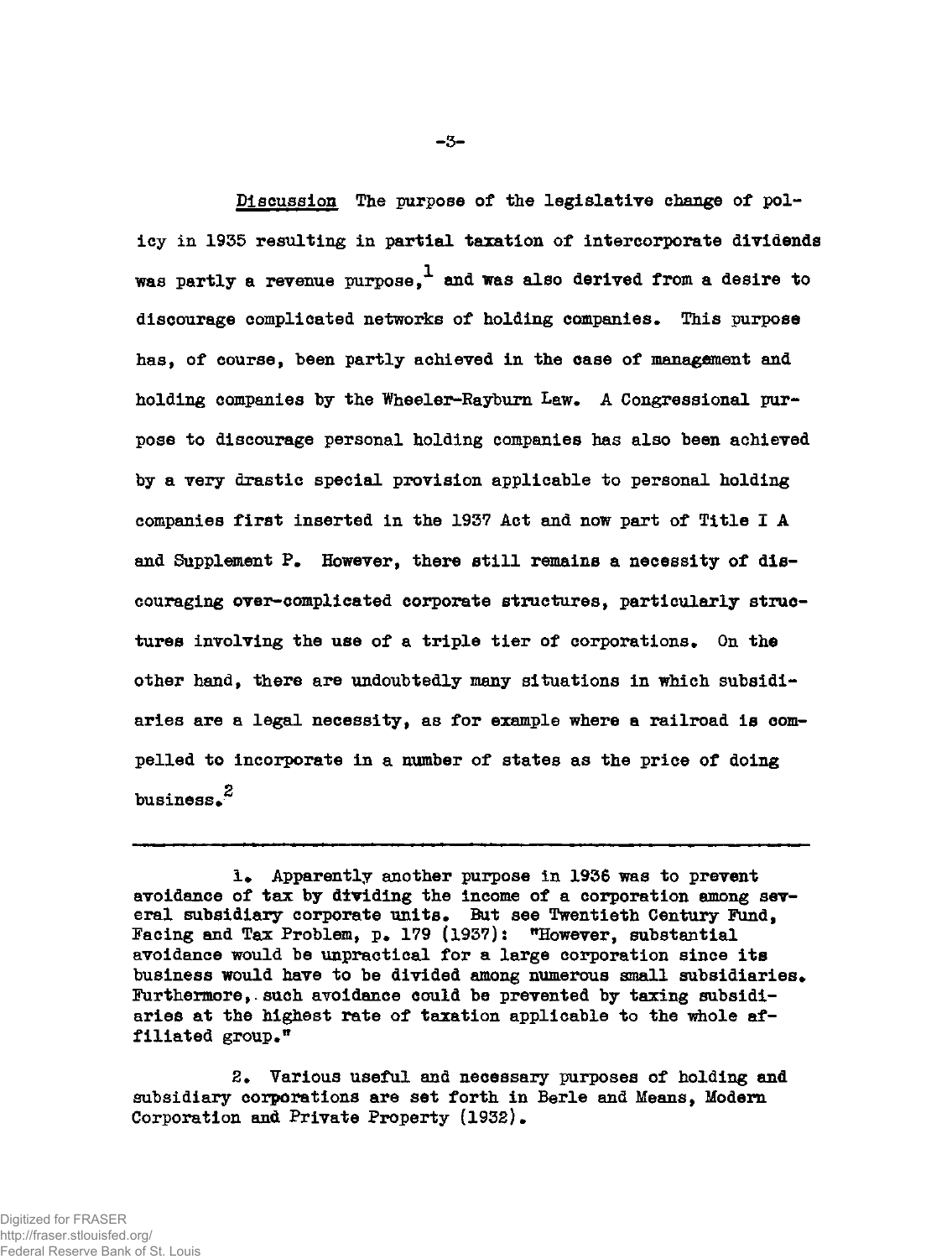<u>Discussion</u> The purpose of the legislative change of policy in 1935 resulting in partial taxation of intercorporate dividends was partly a revenue purpose,[1] and was also derived from a desire to discourage complicated networks of holding companies. This purpose has, of course, been partly achieved in the case of management and holding companies by the Wheeler-Rayburn Law. A Congressional purpose to discourage personal holding companies has also been achieved by a very drastic special provision applicable to personal holding companies first inserted in the 1937 Act and now part of Title I A and Supplement P. However, there still remains a necessity of discouraging over-complicated corporate structures, particularly structures involving the use of a triple tier of corporations. On the other hand, there are undoubtedly many situations in which subsidiaries are a legal necessity, as for example where a railroad is compelled to incorporate in a number of states as the price of doing business.[2]

---

1. Apparently another purpose in 1936 was to prevent avoidance of tax by dividing the income of a corporation among several subsidiary corporate units. But see Twentieth Century Fund, Facing and Tax Problem, p. 179 (1937): "However, substantial avoidance would be unpractical for a large corporation since its business would have to be divided among numerous small subsidiaries. Furthermore, such avoidance could be prevented by taxing subsidiaries at the highest rate of taxation applicable to the whole affiliated group."

2. Various useful and necessary purposes of holding and subsidiary corporations are set forth in Berle and Means, Modern Corporation and Private Property (1932).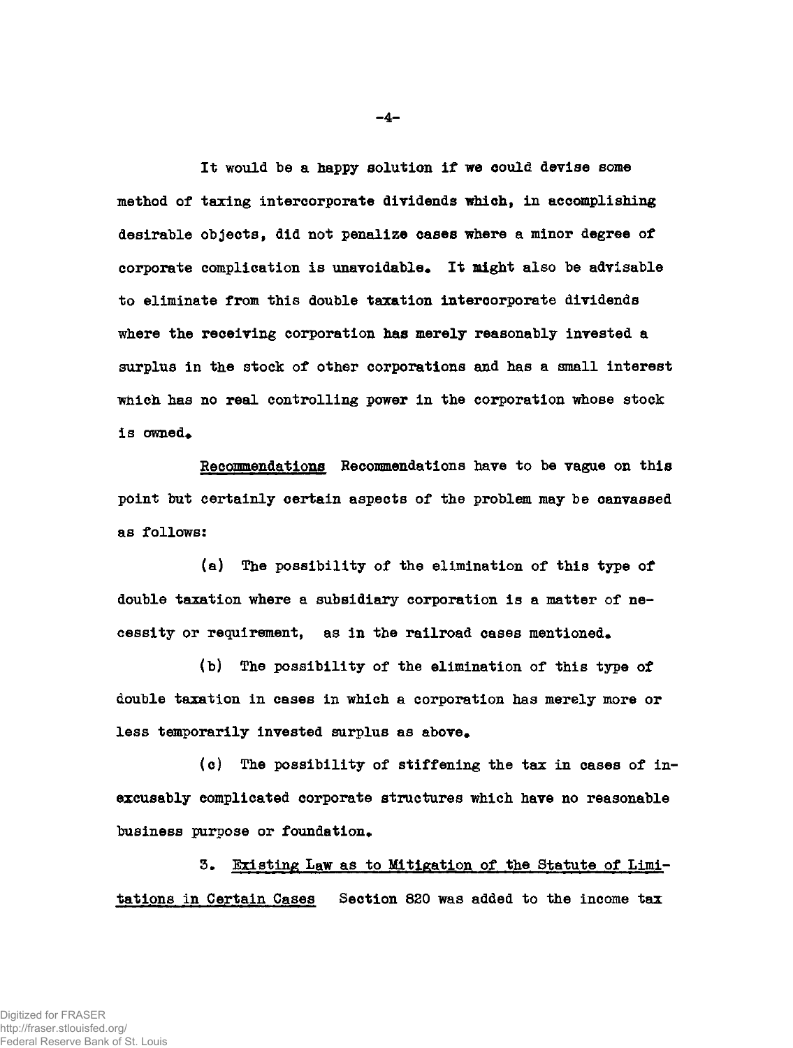It would be a happy solution if we could devise some method of taxing intercorporate dividends which, in accomplishing desirable objects, did not penalize cases where a minor degree of corporate complication is unavoidable. It might also be advisable to eliminate from this double taxation intercorporate dividends where the receiving corporation has merely reasonably invested a surplus in the stock of other corporations and has a small interest which has no real controlling power in the corporation whose stock is owned.

<u>Recommendations</u> Recommendations have to be vague on this point but certainly certain aspects of the problem may be canvassed as follows:

(a) The possibility of the elimination of this type of double taxation where a subsidiary corporation is a matter of necessity or requirement, as in the railroad cases mentioned.

(b) The possibility of the elimination of this type of double taxation in cases in which a corporation has merely more or less temporarily invested surplus as above.

(c) The possibility of stiffening the tax in cases of inexcusably complicated corporate structures which have no reasonable business purpose or foundation.

3. <u>Existing Law as to Mitigation of the Statute of Limitations in Certain Cases</u> Section 820 was added to the income tax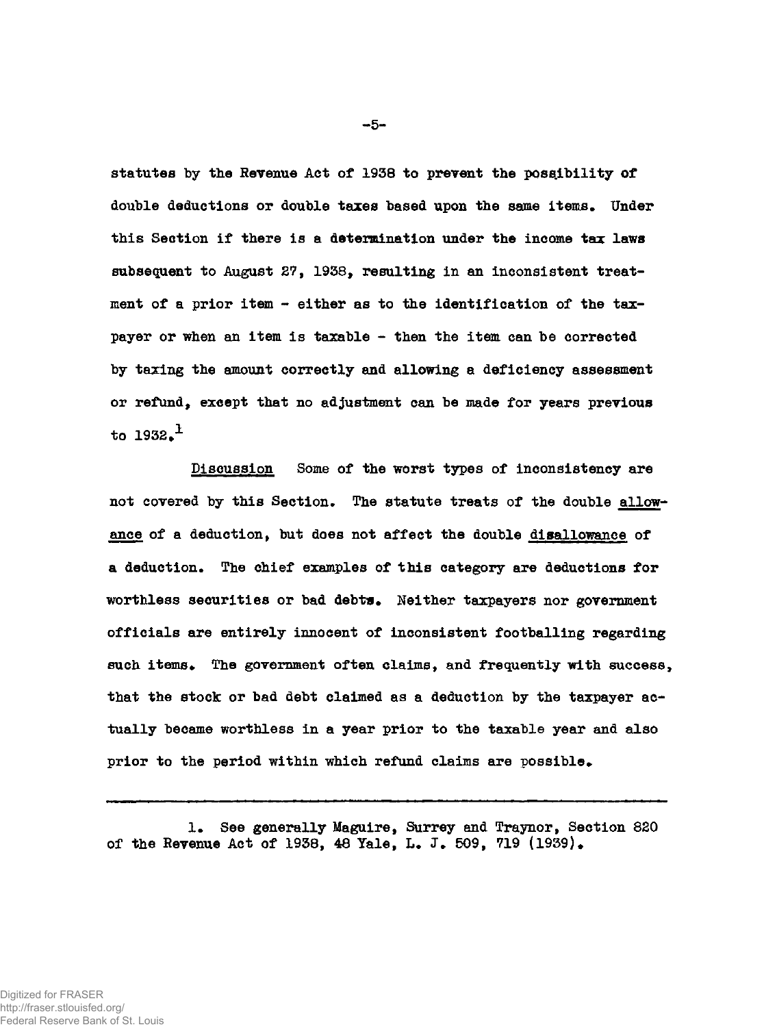statutes by the Revenue Act of 1938 to prevent the possibility of double deductions or double taxes based upon the same items. Under this Section if there is a determination under the income tax laws subsequent to August 27, 1938, resulting in an inconsistent treatment of a prior item - either as to the identification of the taxpayer or when an item is taxable - then the item can be corrected by taxing the amount correctly and allowing a deficiency assessment or refund, except that no adjustment can be made for years previous to 1932.[1]

Discussion Some of the worst types of inconsistency are not covered by this Section. The statute treats of the double allowance of a deduction, but does not affect the double disallowance of a deduction. The chief examples of this category are deductions for worthless securities or bad debts. Neither taxpayers nor government officials are entirely innocent of inconsistent footballing regarding such items. The government often claims, and frequently with success, that the stock or bad debt claimed as a deduction by the taxpayer actually became worthless in a year prior to the taxable year and also prior to the period within which refund claims are possible.

---

1. See generally Maguire, Surrey and Traynor, Section 820 of the Revenue Act of 1938, 48 Yale, L. J. 509, 719 (1939).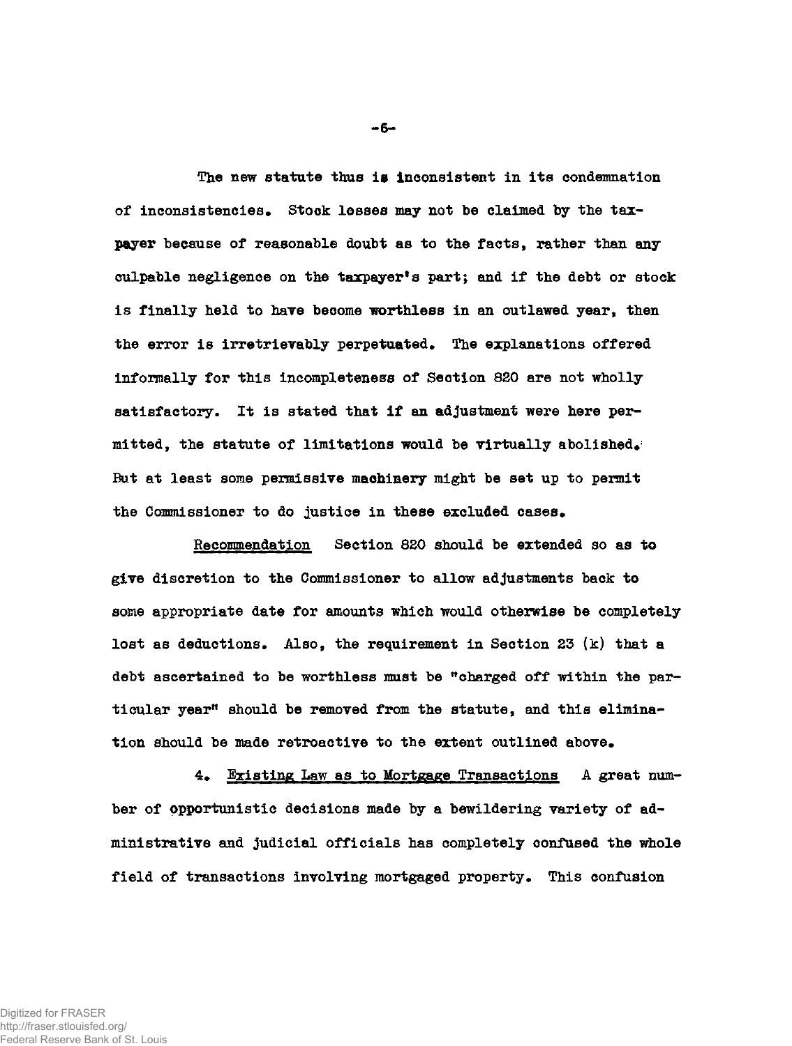The new statute thus is inconsistent in its condemnation of inconsistencies. Stock losses may not be claimed by the taxpayer because of reasonable doubt as to the facts, rather than any culpable negligence on the taxpayer's part; and if the debt or stock is finally held to have become worthless in an outlawed year, then the error is irretrievably perpetuated. The explanations offered informally for this incompleteness of Section 820 are not wholly satisfactory. It is stated that if an adjustment were here permitted, the statute of limitations would be virtually abolished. But at least some permissive machinery might be set up to permit the Commissioner to do justice in these excluded cases.

<u>Recommendation</u> Section 820 should be extended so as to give discretion to the Commissioner to allow adjustments back to some appropriate date for amounts which would otherwise be completely lost as deductions. Also, the requirement in Section 23 (k) that a debt ascertained to be worthless must be "charged off within the particular year" should be removed from the statute, and this elimination should be made retroactive to the extent outlined above.

4. <u>Existing Law as to Mortgage Transactions</u> A great number of opportunistic decisions made by a bewildering variety of administrative and judicial officials has completely confused the whole field of transactions involving mortgaged property. This confusion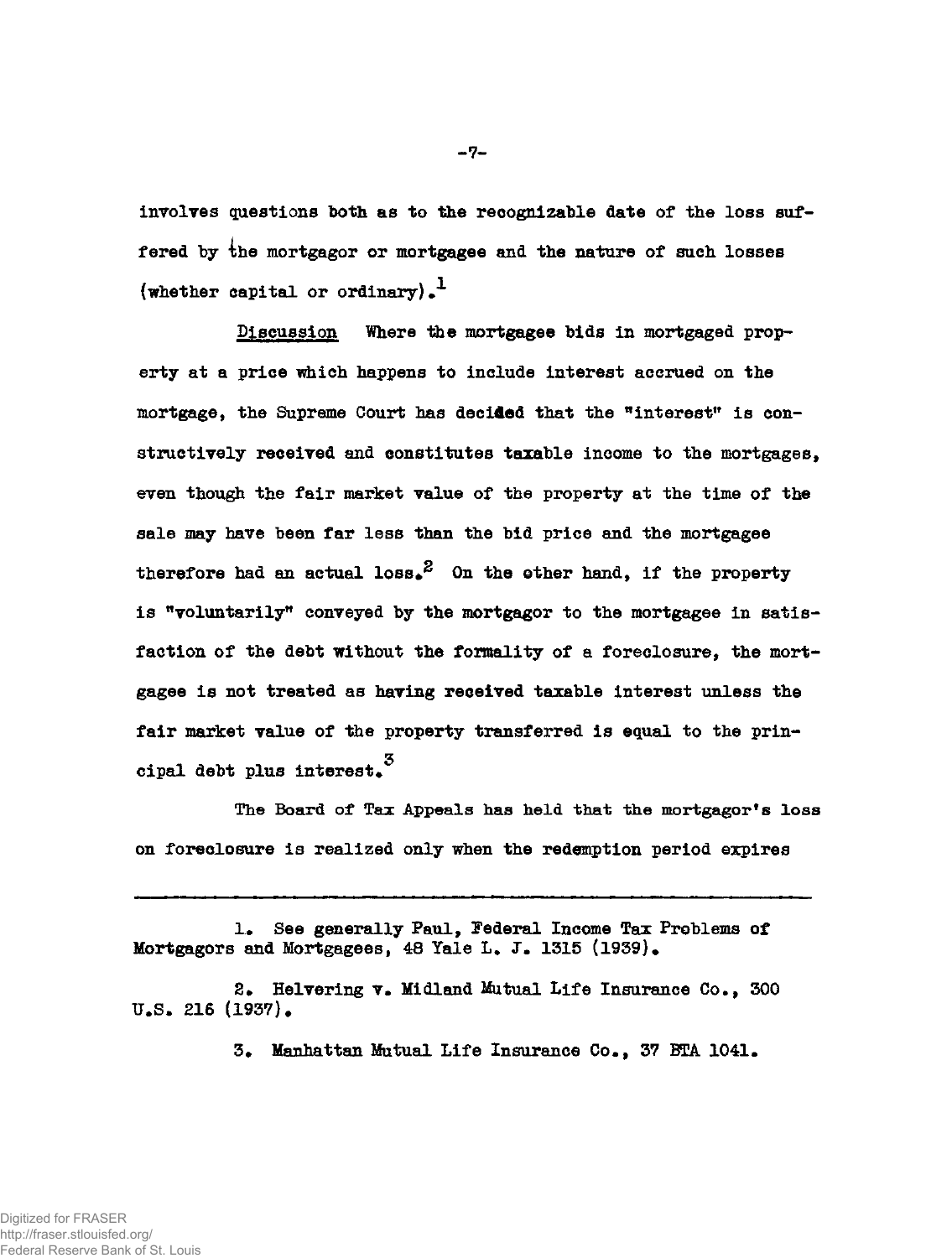involves questions both as to the recognizable date of the loss suffered by the mortgagor or mortgagee and the nature of such losses (whether capital or ordinary).[1]

Discussion Where the mortgagee bids in mortgaged property at a price which happens to include interest accrued on the mortgage, the Supreme Court has decided that the "interest" is constructively received and constitutes taxable income to the mortgagee, even though the fair market value of the property at the time of the sale may have been far less than the bid price and the mortgagee therefore had an actual loss.[2] On the other hand, if the property is "voluntarily" conveyed by the mortgagor to the mortgagee in satisfaction of the debt without the formality of a foreclosure, the mortgagee is not treated as having received taxable interest unless the fair market value of the property transferred is equal to the principal debt plus interest.[3]

The Board of Tax Appeals has held that the mortgagor's loss on foreclosure is realized only when the redemption period expires

---

1. See generally Paul, Federal Income Tax Problems of Mortgagors and Mortgagees, 48 Yale L. J. 1315 (1939).

2. Helvering v. Midland Mutual Life Insurance Co., 300 U.S. 216 (1937).

3. Manhattan Mutual Life Insurance Co., 37 BTA 1041.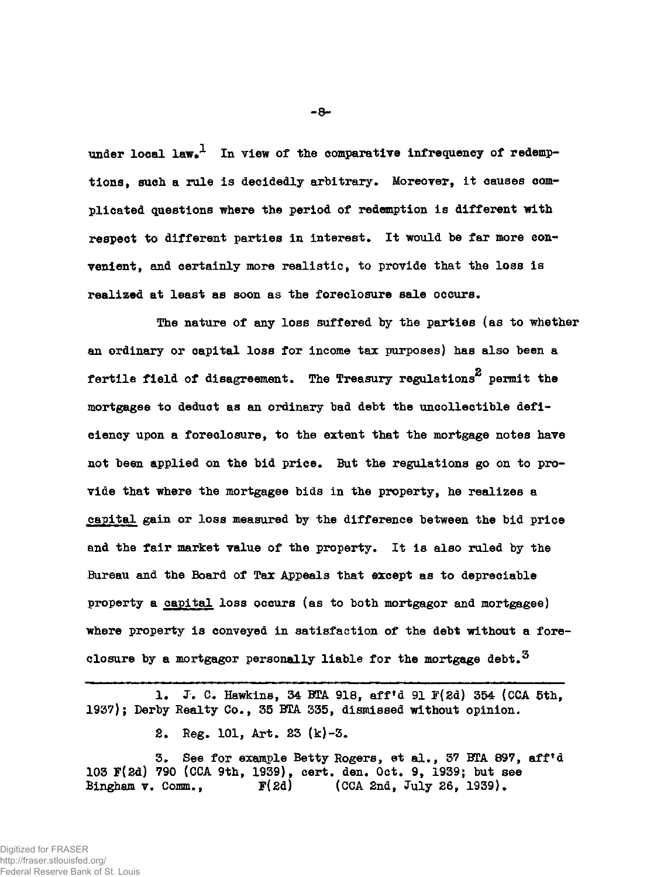under local law.[1] In view of the comparative infrequency of redemptions, such a rule is decidedly arbitrary. Moreover, it causes complicated questions where the period of redemption is different with respect to different parties in interest. It would be far more convenient, and certainly more realistic, to provide that the loss is realized at least as soon as the foreclosure sale occurs.

The nature of any loss suffered by the parties (as to whether an ordinary or capital loss for income tax purposes) has also been a fertile field of disagreement. The Treasury regulations[2] permit the mortgagee to deduct as an ordinary bad debt the uncollectible deficiency upon a foreclosure, to the extent that the mortgage notes have not been applied on the bid price. But the regulations go on to provide that where the mortgagee bids in the property, he realizes a capital gain or loss measured by the difference between the bid price and the fair market value of the property. It is also ruled by the Bureau and the Board of Tax Appeals that except as to depreciable property a capital loss occurs (as to both mortgagor and mortgagee) where property is conveyed in satisfaction of the debt without a foreclosure by a mortgagor personally liable for the mortgage debt.[3]

---

1. J. C. Hawkins, 34 BTA 918, aff'd 91 F(2d) 354 (CCA 5th, 1937); Derby Realty Co., 35 BTA 335, dismissed without opinion.

2. Reg. 101, Art. 23 (k)-3.

3. See for example Betty Rogers, et al., 37 BTA 897, aff'd 103 F(2d) 790 (CCA 9th, 1939), cert. den. Oct. 9, 1939; but see Bingham v. Comm., F(2d) (CCA 2nd, July 26, 1939).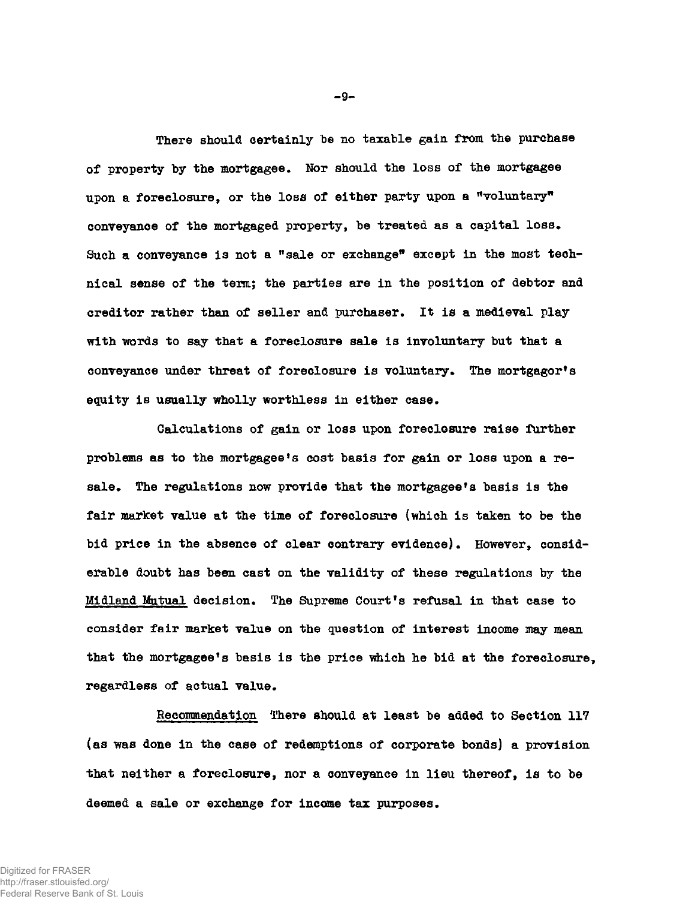There should certainly be no taxable gain from the purchase of property by the mortgagee. Nor should the loss of the mortgagee upon a foreclosure, or the loss of either party upon a "voluntary" conveyance of the mortgaged property, be treated as a capital loss. Such a conveyance is not a "sale or exchange" except in the most technical sense of the term; the parties are in the position of debtor and creditor rather than of seller and purchaser. It is a medieval play with words to say that a foreclosure sale is involuntary but that a conveyance under threat of foreclosure is voluntary. The mortgagor's equity is usually wholly worthless in either case.

Calculations of gain or loss upon foreclosure raise further problems as to the mortgagee's cost basis for gain or loss upon a resale. The regulations now provide that the mortgagee's basis is the fair market value at the time of foreclosure (which is taken to be the bid price in the absence of clear contrary evidence). However, considerable doubt has been cast on the validity of these regulations by the <u>Midland Mutual</u> decision. The Supreme Court's refusal in that case to consider fair market value on the question of interest income may mean that the mortgagee's basis is the price which he bid at the foreclosure, regardless of actual value.

<u>Recommendation</u> There should at least be added to Section 117 (as was done in the case of redemptions of corporate bonds) a provision that neither a foreclosure, nor a conveyance in lieu thereof, is to be deemed a sale or exchange for income tax purposes.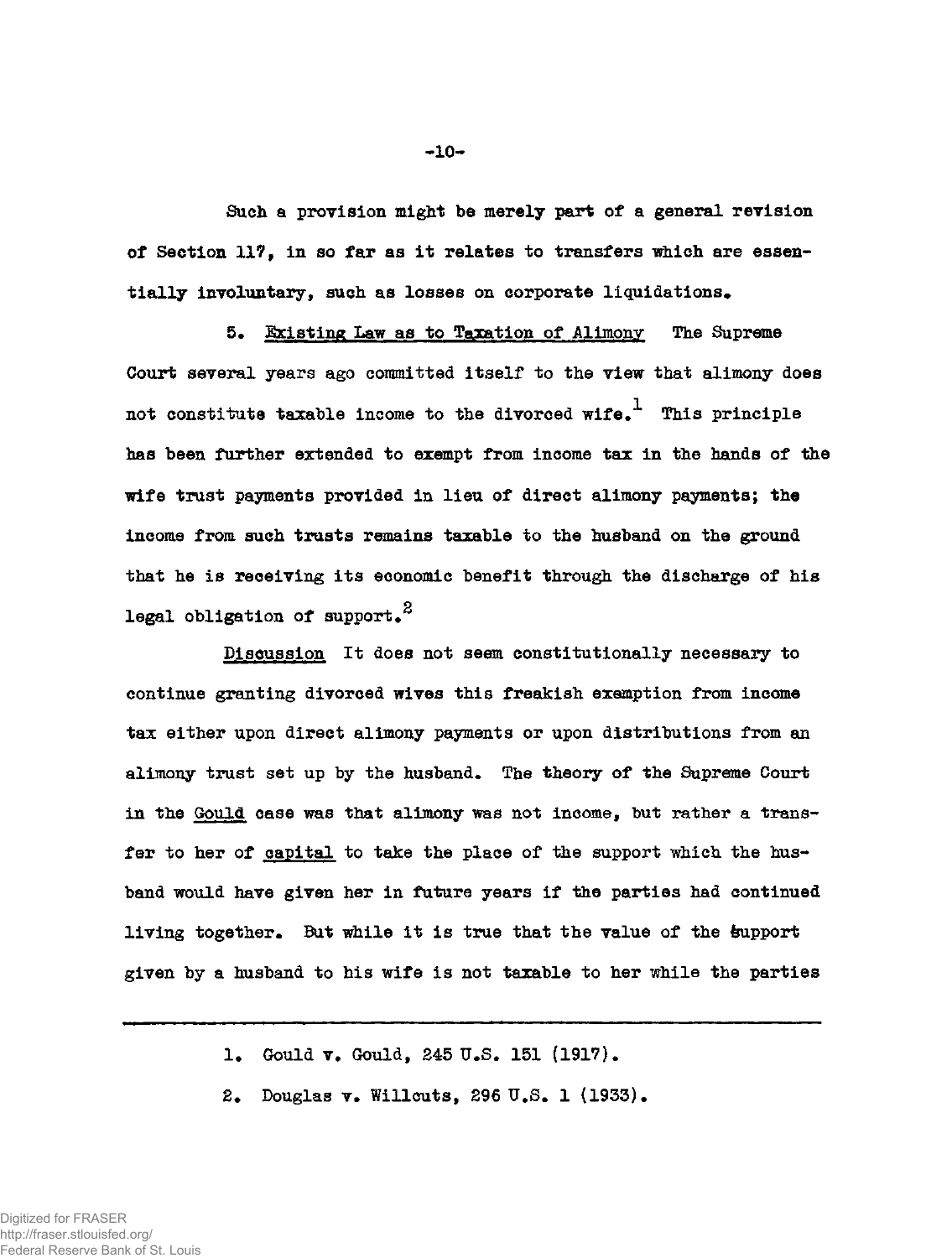Such a provision might be merely part of a general revision of Section 117, in so far as it relates to transfers which are essentially involuntary, such as losses on corporate liquidations.

5. Existing Law as to Taxation of Alimony The Supreme Court several years ago committed itself to the view that alimony does not constitute taxable income to the divorced wife.[1] This principle has been further extended to exempt from income tax in the hands of the wife trust payments provided in lieu of direct alimony payments; the income from such trusts remains taxable to the husband on the ground that he is receiving its economic benefit through the discharge of his legal obligation of support.[2]

Discussion It does not seem constitutionally necessary to continue granting divorced wives this freakish exemption from income tax either upon direct alimony payments or upon distributions from an alimony trust set up by the husband. The theory of the Supreme Court in the Gould case was that alimony was not income, but rather a transfer to her of capital to take the place of the support which the husband would have given her in future years if the parties had continued living together. But while it is true that the value of the support given by a husband to his wife is not taxable to her while the parties

---

1. Gould v. Gould, 245 U.S. 151 (1917).

2. Douglas v. Willcuts, 296 U.S. 1 (1933).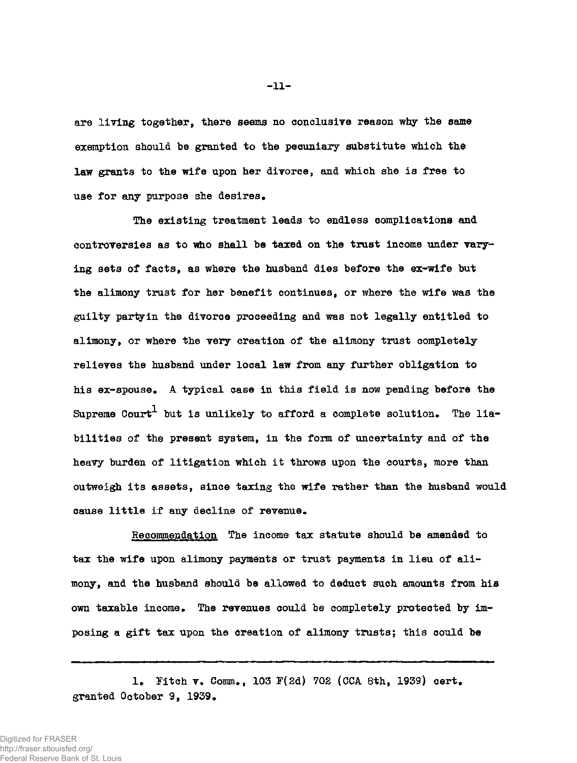are living together, there seems no conclusive reason why the same exemption should be granted to the pecuniary substitute which the law grants to the wife upon her divorce, and which she is free to use for any purpose she desires.

The existing treatment leads to endless complications and controversies as to who shall be taxed on the trust income under varying sets of facts, as where the husband dies before the ex-wife but the alimony trust for her benefit continues, or where the wife was the guilty partyin the divorce proceeding and was not legally entitled to alimony, or where the very creation of the alimony trust completely relieves the husband under local law from any further obligation to his ex-spouse. A typical case in this field is now pending before the Supreme Court[1] but is unlikely to afford a complete solution. The liabilities of the present system, in the form of uncertainty and of the heavy burden of litigation which it throws upon the courts, more than outweigh its assets, since taxing the wife rather than the husband would cause little if any decline of revenue.

Recommendation The income tax statute should be amended to tax the wife upon alimony payments or trust payments in lieu of alimony, and the husband should be allowed to deduct such amounts from his own taxable income. The revenues could be completely protected by imposing a gift tax upon the creation of alimony trusts; this could be

---

1. Fitch v. Comm., 103 F(2d) 702 (CCA 8th, 1939) cert. granted October 9, 1939.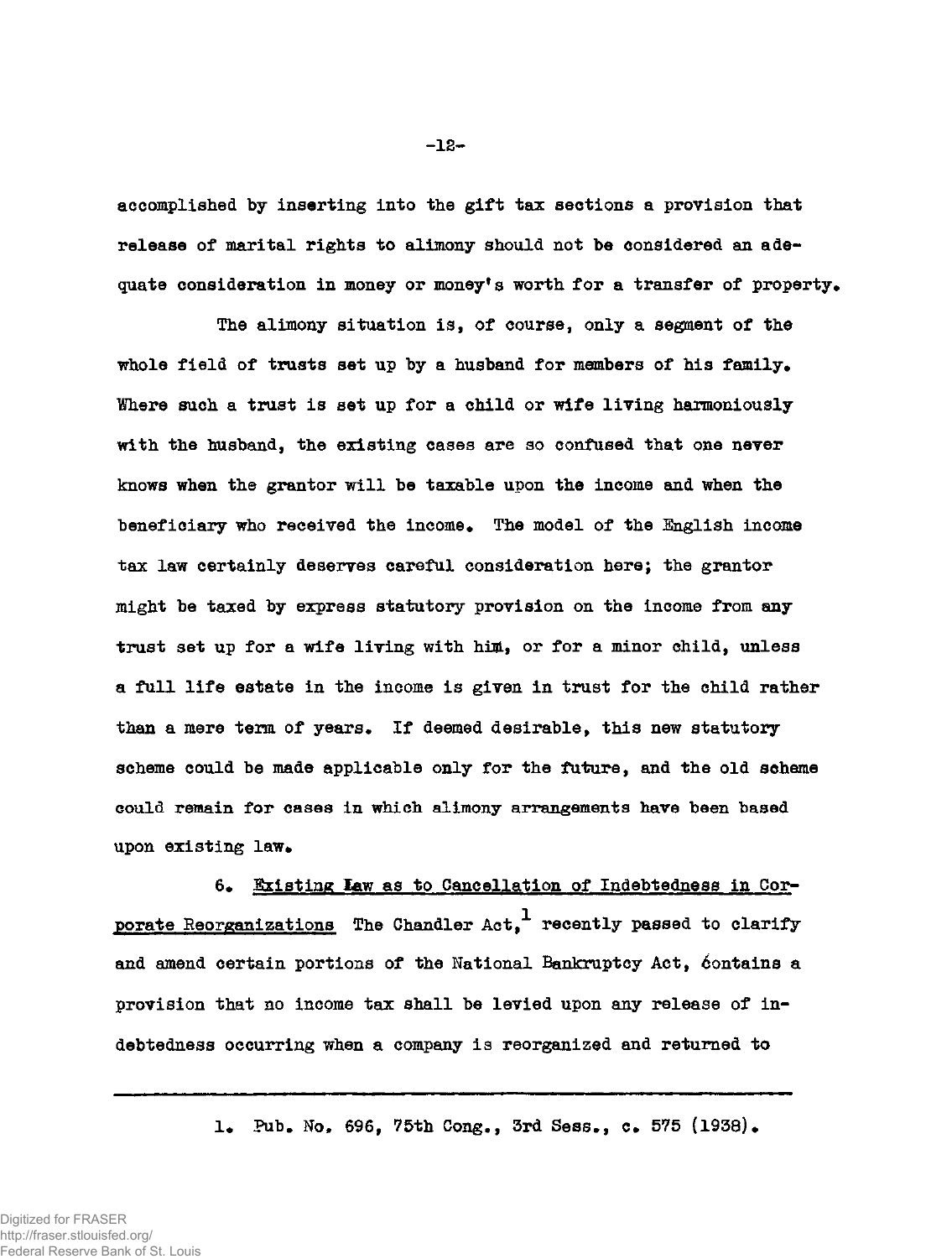accomplished by inserting into the gift tax sections a provision that release of marital rights to alimony should not be considered an adequate consideration in money or money's worth for a transfer of property.

The alimony situation is, of course, only a segment of the whole field of trusts set up by a husband for members of his family. Where such a trust is set up for a child or wife living harmoniously with the husband, the existing cases are so confused that one never knows when the grantor will be taxable upon the income and when the beneficiary who received the income. The model of the English income tax law certainly deserves careful consideration here; the grantor might be taxed by express statutory provision on the income from any trust set up for a wife living with him, or for a minor child, unless a full life estate in the income is given in trust for the child rather than a mere term of years. If deemed desirable, this new statutory scheme could be made applicable only for the future, and the old scheme could remain for cases in which alimony arrangements have been based upon existing law.

6. Existing Law as to Cancellation of Indebtedness in Corporate Reorganizations The Chandler Act,[1] recently passed to clarify and amend certain portions of the National Bankruptcy Act, contains a provision that no income tax shall be levied upon any release of indebtedness occurring when a company is reorganized and returned to

---

1. Pub. No. 696, 75th Cong., 3rd Sess., c. 575 (1938).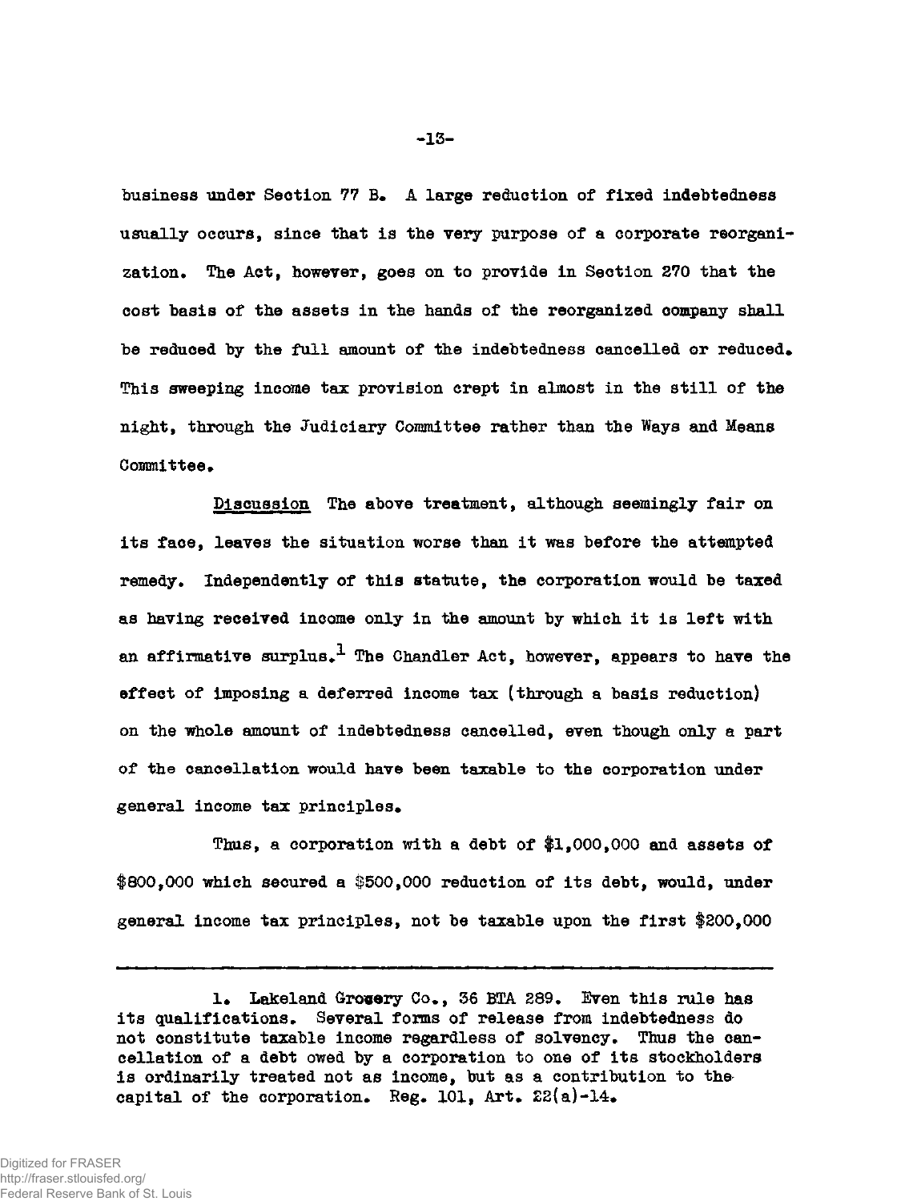business under Section 77 B. A large reduction of fixed indebtedness usually occurs, since that is the very purpose of a corporate reorganization. The Act, however, goes on to provide in Section 270 that the cost basis of the assets in the hands of the reorganized company shall be reduced by the full amount of the indebtedness cancelled or reduced. This sweeping income tax provision crept in almost in the still of the night, through the Judiciary Committee rather than the Ways and Means Committee.

<u>Discussion</u> The above treatment, although seemingly fair on its face, leaves the situation worse than it was before the attempted remedy. Independently of this statute, the corporation would be taxed as having received income only in the amount by which it is left with an affirmative surplus.[1] The Chandler Act, however, appears to have the effect of imposing a deferred income tax (through a basis reduction) on the whole amount of indebtedness cancelled, even though only a part of the cancellation would have been taxable to the corporation under general income tax principles.

Thus, a corporation with a debt of $1,000,000 and assets of $800,000 which secured a $500,000 reduction of its debt, would, under general income tax principles, not be taxable upon the first $200,000

---

1. Lakeland Grocery Co., 36 BTA 289. Even this rule has its qualifications. Several forms of release from indebtedness do not constitute taxable income regardless of solvency. Thus the cancellation of a debt owed by a corporation to one of its stockholders is ordinarily treated not as income, but as a contribution to the capital of the corporation. Reg. 101, Art. 22(a)-14.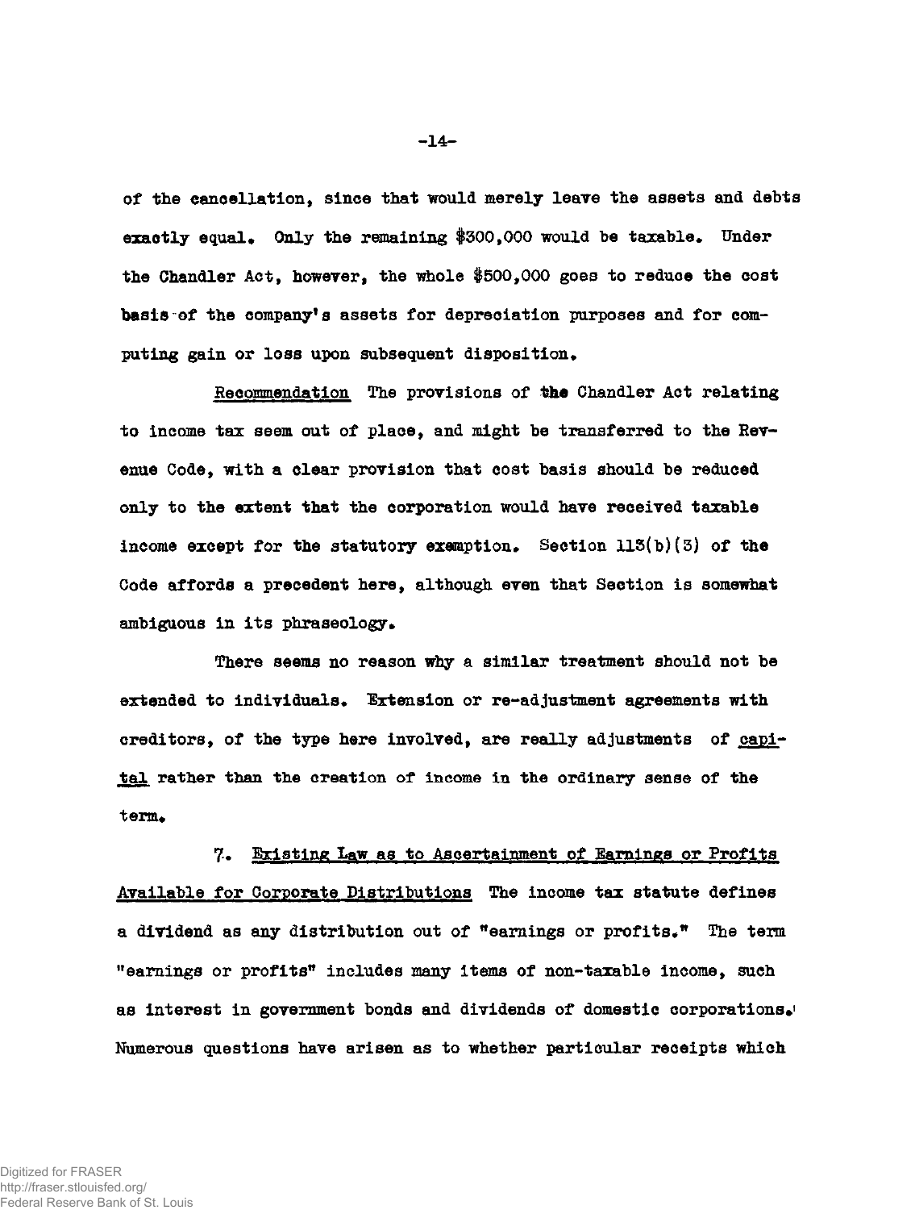of the cancellation, since that would merely leave the assets and debts exactly equal. Only the remaining $300,000 would be taxable. Under the Chandler Act, however, the whole $500,000 goes to reduce the cost basis of the company's assets for depreciation purposes and for computing gain or loss upon subsequent disposition.

Recommendation The provisions of the Chandler Act relating to income tax seem out of place, and might be transferred to the Revenue Code, with a clear provision that cost basis should be reduced only to the extent that the corporation would have received taxable income except for the statutory exemption. Section 113(b)(3) of the Code affords a precedent here, although even that Section is somewhat ambiguous in its phraseology.

There seems no reason why a similar treatment should not be extended to individuals. Extension or re-adjustment agreements with creditors, of the type here involved, are really adjustments of capital rather than the creation of income in the ordinary sense of the term.

7. Existing Law as to Ascertainment of Earnings or Profits Available for Corporate Distributions The income tax statute defines a dividend as any distribution out of "earnings or profits." The term "earnings or profits" includes many items of non-taxable income, such as interest in government bonds and dividends of domestic corporations. Numerous questions have arisen as to whether particular receipts which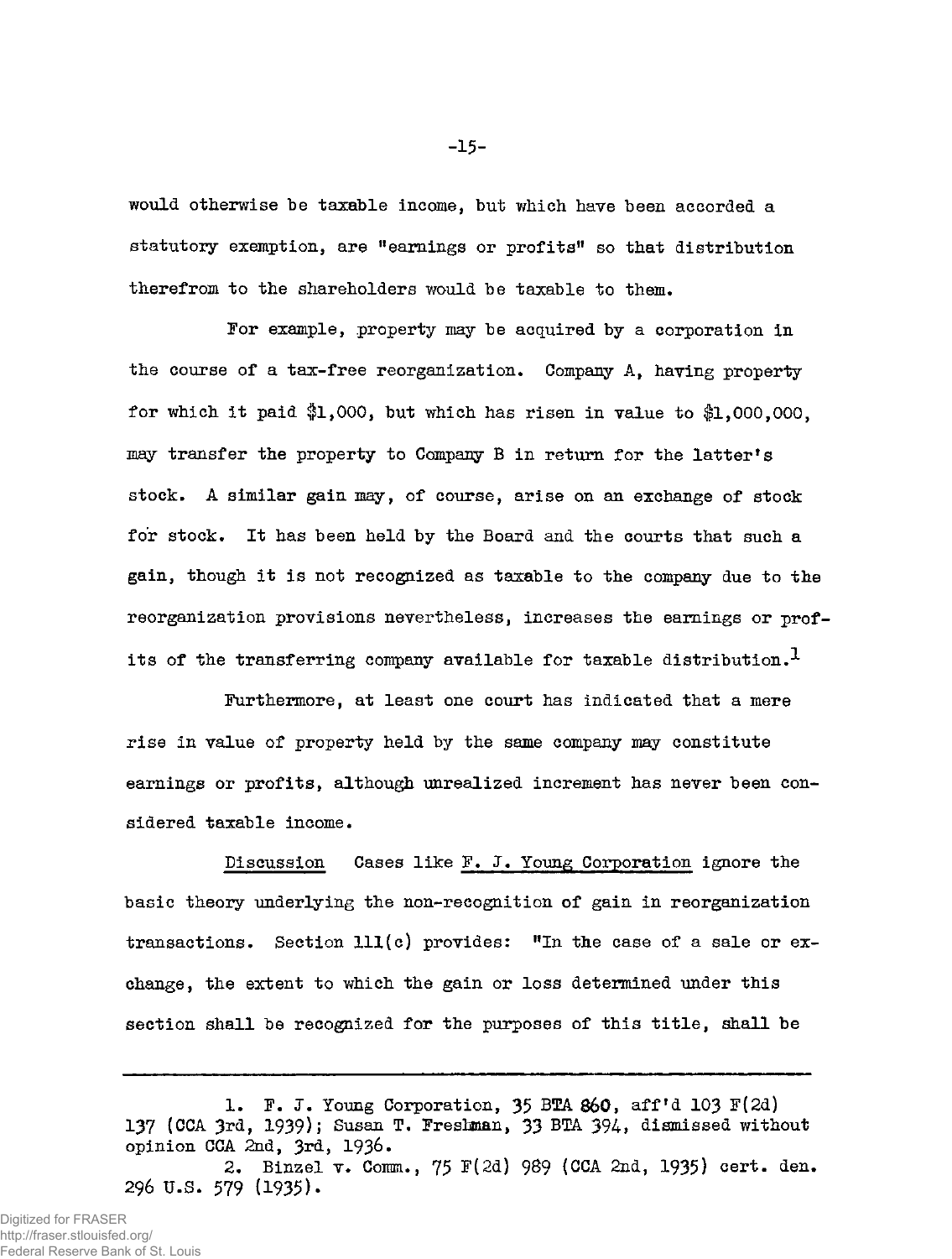would otherwise be taxable income, but which have been accorded a statutory exemption, are "earnings or profits" so that distribution therefrom to the shareholders would be taxable to them.

For example, property may be acquired by a corporation in the course of a tax-free reorganization. Company A, having property for which it paid $1,000, but which has risen in value to $1,000,000, may transfer the property to Company B in return for the latter's stock. A similar gain may, of course, arise on an exchange of stock for stock. It has been held by the Board and the courts that such a gain, though it is not recognized as taxable to the company due to the reorganization provisions nevertheless, increases the earnings or profits of the transferring company available for taxable distribution.[1]

Furthermore, at least one court has indicated that a mere rise in value of property held by the same company may constitute earnings or profits, although unrealized increment has never been considered taxable income.

Discussion  Cases like F. J. Young Corporation ignore the basic theory underlying the non-recognition of gain in reorganization transactions. Section 111(c) provides: "In the case of a sale or exchange, the extent to which the gain or loss determined under this section shall be recognized for the purposes of this title, shall be

---

1. F. J. Young Corporation, 35 BTA 860, aff'd 103 F(2d) 137 (CCA 3rd, 1939); Susan T. Freshman, 33 BTA 394, dismissed without opinion CCA 2nd, 3rd, 1936.

2. Binzel v. Comm., 75 F(2d) 989 (CCA 2nd, 1935) cert. den. 296 U.S. 579 (1935).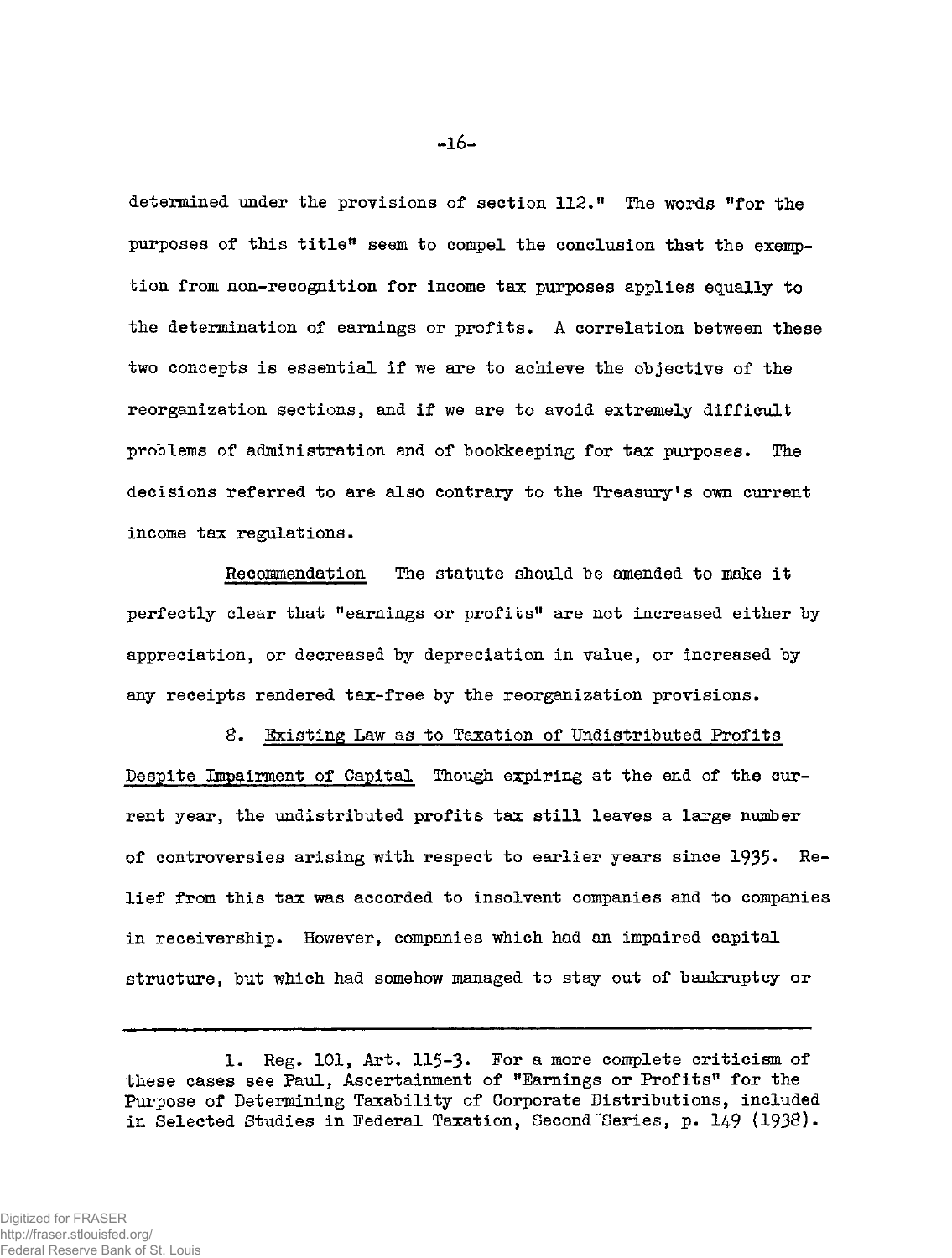determined under the provisions of section 112." The words "for the purposes of this title" seem to compel the conclusion that the exemption from non-recognition for income tax purposes applies equally to the determination of earnings or profits. A correlation between these two concepts is essential if we are to achieve the objective of the reorganization sections, and if we are to avoid extremely difficult problems of administration and of bookkeeping for tax purposes. The decisions referred to are also contrary to the Treasury's own current income tax regulations.

Recommendation The statute should be amended to make it perfectly clear that "earnings or profits" are not increased either by appreciation, or decreased by depreciation in value, or increased by any receipts rendered tax-free by the reorganization provisions.

8. Existing Law as to Taxation of Undistributed Profits Despite Impairment of Capital Though expiring at the end of the current year, the undistributed profits tax still leaves a large number of controversies arising with respect to earlier years since 1935. Relief from this tax was accorded to insolvent companies and to companies in receivership. However, companies which had an impaired capital structure, but which had somehow managed to stay out of bankruptcy or

---

1. Reg. 101, Art. 115-3. For a more complete criticism of these cases see Paul, Ascertainment of "Earnings or Profits" for the Purpose of Determining Taxability of Corporate Distributions, included in Selected Studies in Federal Taxation, Second Series, p. 149 (1938).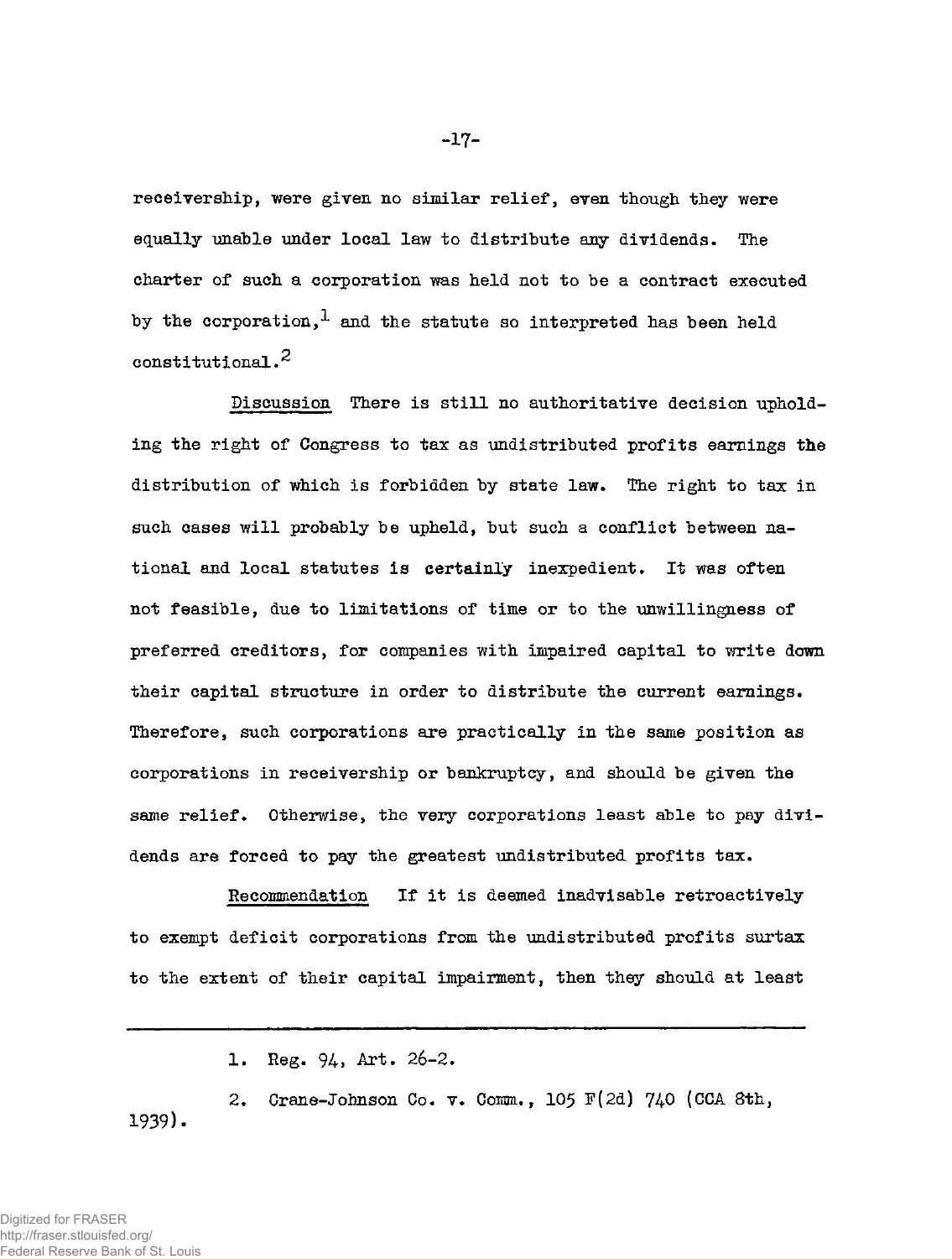receivership, were given no similar relief, even though they were equally unable under local law to distribute any dividends. The charter of such a corporation was held not to be a contract executed by the corporation,[1] and the statute so interpreted has been held constitutional.[2]

<u>Discussion</u> There is still no authoritative decision upholding the right of Congress to tax as undistributed profits earnings the distribution of which is forbidden by state law. The right to tax in such cases will probably be upheld, but such a conflict between national and local statutes is certainly inexpedient. It was often not feasible, due to limitations of time or to the unwillingness of preferred creditors, for companies with impaired capital to write down their capital structure in order to distribute the current earnings. Therefore, such corporations are practically in the same position as corporations in receivership or bankruptcy, and should be given the same relief. Otherwise, the very corporations least able to pay dividends are forced to pay the greatest undistributed profits tax.

<u>Recommendation</u> If it is deemed inadvisable retroactively to exempt deficit corporations from the undistributed profits surtax to the extent of their capital impairment, then they should at least

---

1. Reg. 94, Art. 26-2.

2. Crane-Johnson Co. v. Comm., 105 F(2d) 740 (CCA 8th, 1939).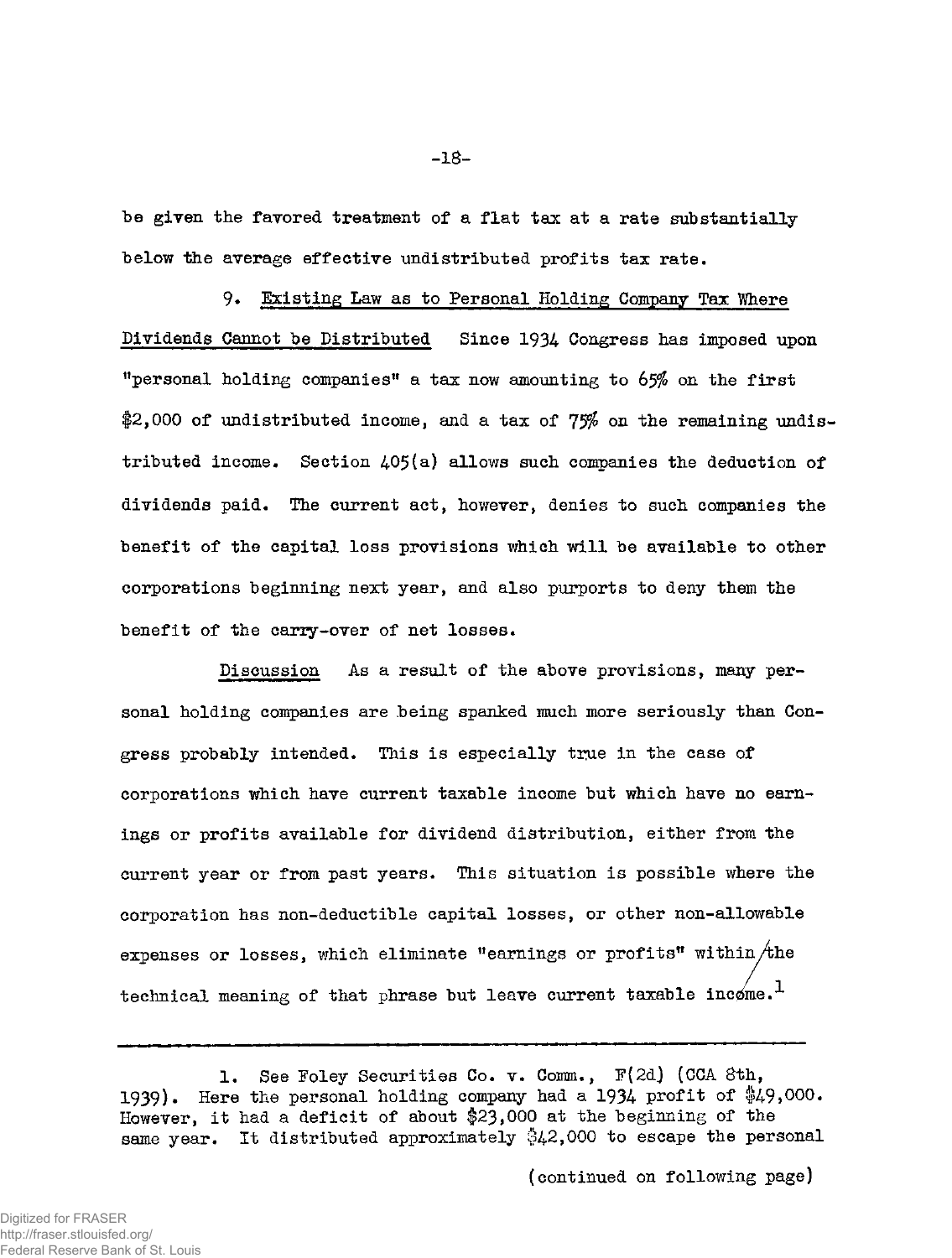be given the favored treatment of a flat tax at a rate substantially below the average effective undistributed profits tax rate.

9. Existing Law as to Personal Holding Company Tax Where Dividends Cannot be Distributed  Since 1934 Congress has imposed upon "personal holding companies" a tax now amounting to 65% on the first $2,000 of undistributed income, and a tax of 75% on the remaining undistributed income. Section 405(a) allows such companies the deduction of dividends paid. The current act, however, denies to such companies the benefit of the capital loss provisions which will be available to other corporations beginning next year, and also purports to deny them the benefit of the carry-over of net losses.

Discussion  As a result of the above provisions, many personal holding companies are being spanked much more seriously than Congress probably intended. This is especially true in the case of corporations which have current taxable income but which have no earnings or profits available for dividend distribution, either from the current year or from past years. This situation is possible where the corporation has non-deductible capital losses, or other non-allowable expenses or losses, which eliminate "earnings or profits" within the technical meaning of that phrase but leave current taxable income.[1]

---

1. See Foley Securities Co. v. Comm., F(2d) (CCA 8th, 1939). Here the personal holding company had a 1934 profit of $49,000. However, it had a deficit of about $23,000 at the beginning of the same year. It distributed approximately $42,000 to escape the personal

(continued on following page)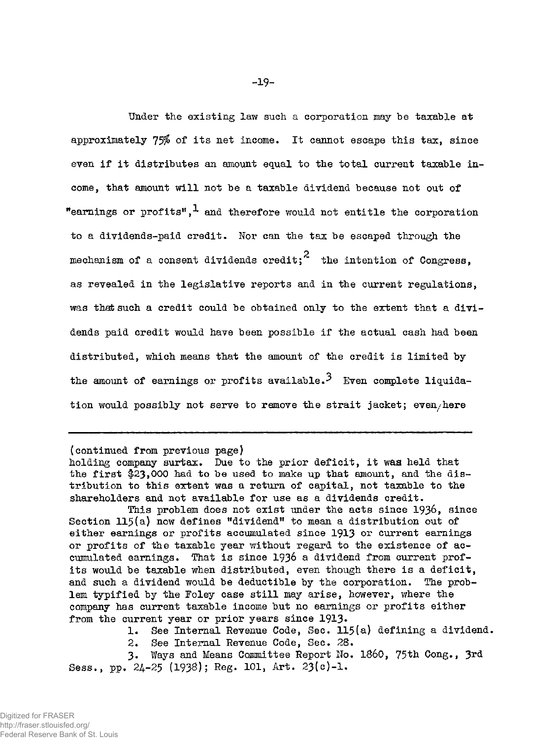Under the existing law such a corporation may be taxable at approximately 75% of its net income. It cannot escape this tax, since even if it distributes an amount equal to the total current taxable income, that amount will not be a taxable dividend because not out of "earnings or profits",[1] and therefore would not entitle the corporation to a dividends-paid credit. Nor can the tax be escaped through the mechanism of a consent dividends credit;[2] the intention of Congress, as revealed in the legislative reports and in the current regulations, was that such a credit could be obtained only to the extent that a dividends paid credit would have been possible if the actual cash had been distributed, which means that the amount of the credit is limited by the amount of earnings or profits available.[3] Even complete liquidation would possibly not serve to remove the strait jacket; even here

---

(continued from previous page)
holding company surtax. Due to the prior deficit, it was held that the first $23,000 had to be used to make up that amount, and the distribution to this extent was a return of capital, not taxable to the shareholders and not available for use as a dividends credit.

This problem does not exist under the acts since 1936, since Section 115(a) now defines "dividend" to mean a distribution out of either earnings or profits accumulated since 1913 or current earnings or profits of the taxable year without regard to the existence of accumulated earnings. That is since 1936 a dividend from current profits would be taxable when distributed, even though there is a deficit, and such a dividend would be deductible by the corporation. The problem typified by the Foley case still may arise, however, where the company has current taxable income but no earnings or profits either from the current year or prior years since 1913.

1. See Internal Revenue Code, Sec. 115(a) defining a dividend.
2. See Internal Revenue Code, Sec. 28.
3. Ways and Means Committee Report No. 1860, 75th Cong., 3rd Sess., pp. 24-25 (1938); Reg. 101, Art. 23(c)-1.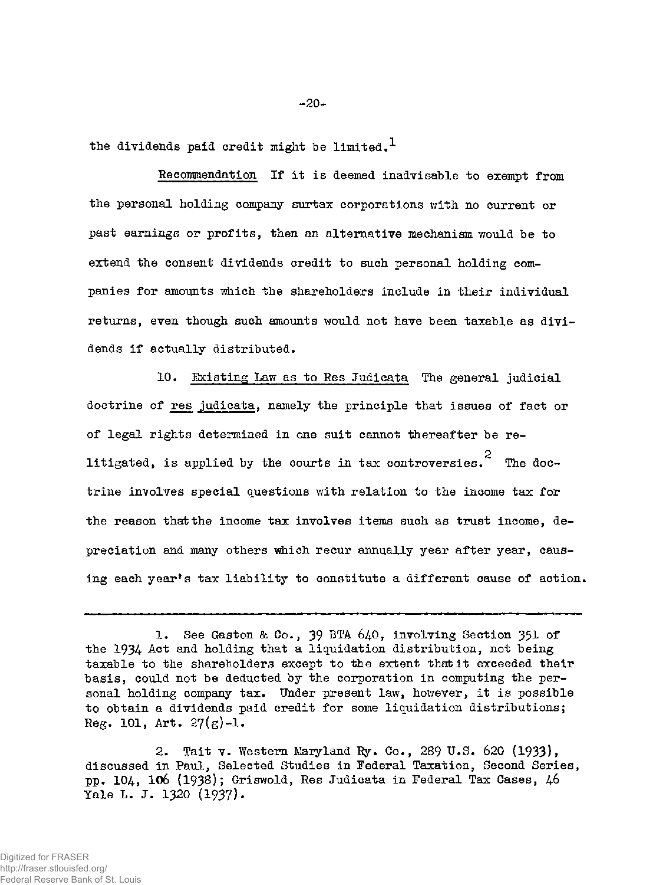the dividends paid credit might be limited.[1]

Recommendation If it is deemed inadvisable to exempt from the personal holding company surtax corporations with no current or past earnings or profits, then an alternative mechanism would be to extend the consent dividends credit to such personal holding companies for amounts which the shareholders include in their individual returns, even though such amounts would not have been taxable as dividends if actually distributed.

10. Existing Law as to Res Judicata The general judicial doctrine of *res judicata*, namely the principle that issues of fact or of legal rights determined in one suit cannot thereafter be relitigated, is applied by the courts in tax controversies.[2] The doctrine involves special questions with relation to the income tax for the reason that the income tax involves items such as trust income, depreciation and many others which recur annually year after year, causing each year's tax liability to constitute a different cause of action.

---

1. See Gaston & Co., 39 BTA 640, involving Section 351 of the 1934 Act and holding that a liquidation distribution, not being taxable to the shareholders except to the extent that it exceeded their basis, could not be deducted by the corporation in computing the personal holding company tax. Under present law, however, it is possible to obtain a dividends paid credit for some liquidation distributions; Reg. 101, Art. 27(g)-1.

2. Tait v. Western Maryland Ry. Co., 289 U.S. 620 (1933), discussed in Paul, Selected Studies in Federal Taxation, Second Series, pp. 104, 106 (1938); Griswold, Res Judicata in Federal Tax Cases, 46 Yale L. J. 1320 (1937).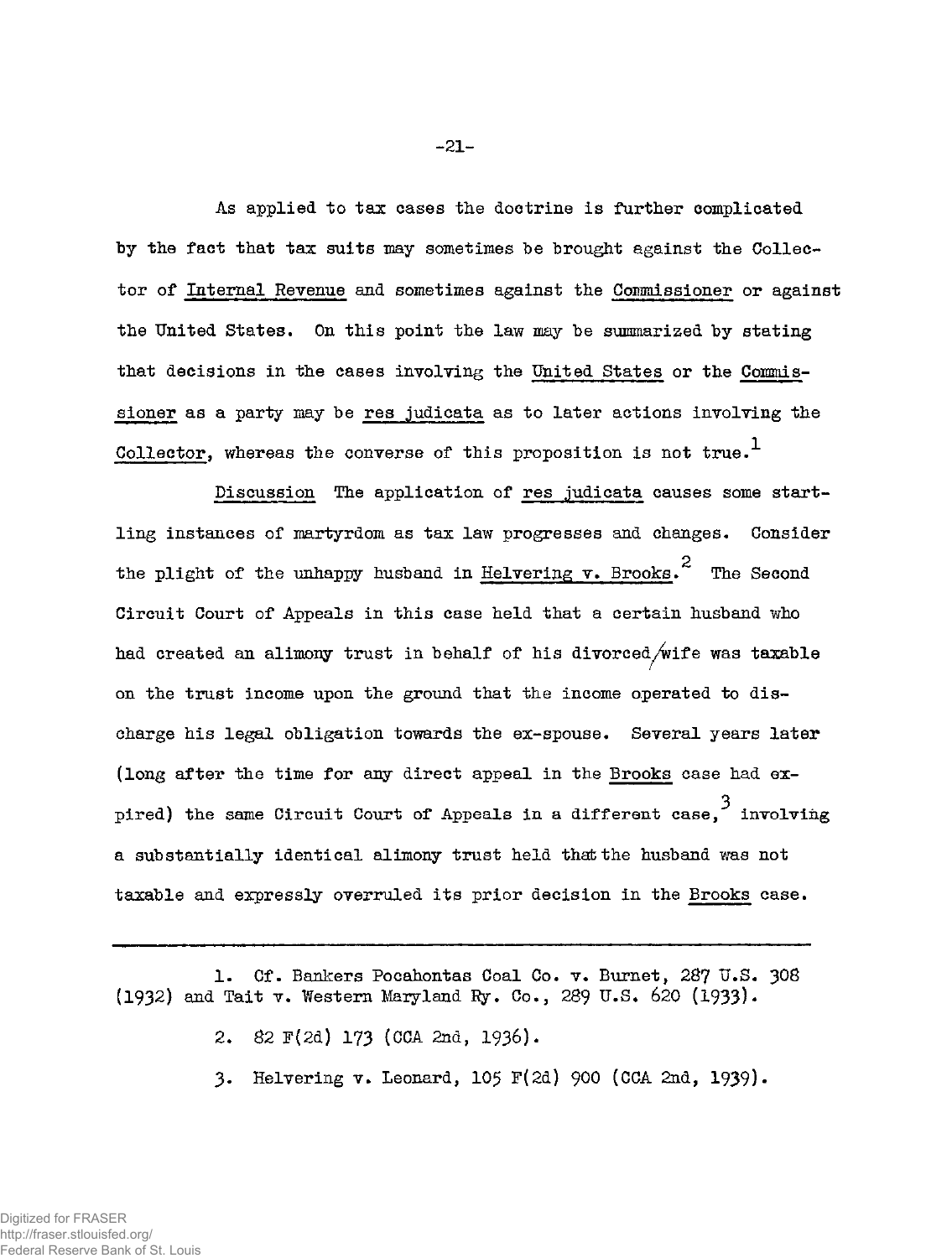As applied to tax cases the doctrine is further complicated by the fact that tax suits may sometimes be brought against the Collector of Internal Revenue and sometimes against the Commissioner or against the United States. On this point the law may be summarized by stating that decisions in the cases involving the United States or the Commissioner as a party may be res judicata as to later actions involving the Collector, whereas the converse of this proposition is not true.[1]

Discussion The application of res judicata causes some startling instances of martyrdom as tax law progresses and changes. Consider the plight of the unhappy husband in Helvering v. Brooks.[2] The Second Circuit Court of Appeals in this case held that a certain husband who had created an alimony trust in behalf of his divorced wife was taxable on the trust income upon the ground that the income operated to discharge his legal obligation towards the ex-spouse. Several years later (long after the time for any direct appeal in the Brooks case had expired) the same Circuit Court of Appeals in a different case,[3] involving a substantially identical alimony trust held that the husband was not taxable and expressly overruled its prior decision in the Brooks case.

---

1. Cf. Bankers Pocahontas Coal Co. v. Burnet, 287 U.S. 308 (1932) and Tait v. Western Maryland Ry. Co., 289 U.S. 620 (1933).

2. 82 F(2d) 173 (CCA 2nd, 1936).

3. Helvering v. Leonard, 105 F(2d) 900 (CCA 2nd, 1939).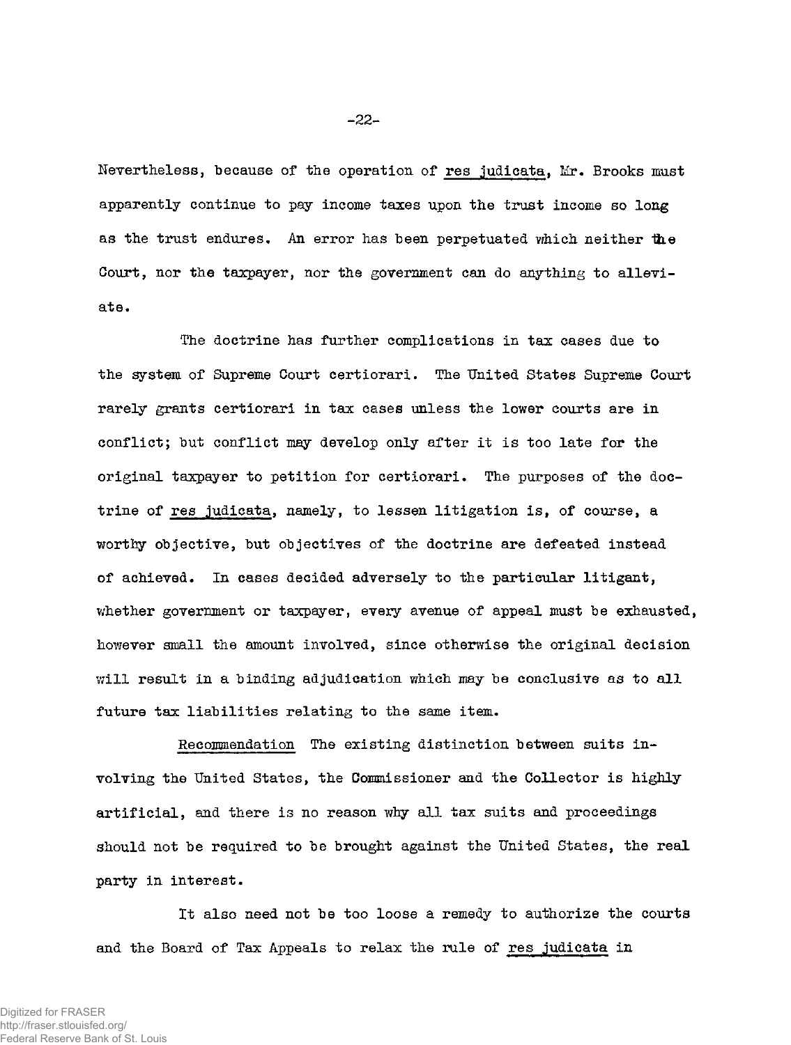Nevertheless, because of the operation of res judicata, Mr. Brooks must apparently continue to pay income taxes upon the trust income so long as the trust endures. An error has been perpetuated which neither the Court, nor the taxpayer, nor the government can do anything to alleviate.

The doctrine has further complications in tax cases due to the system of Supreme Court certiorari. The United States Supreme Court rarely grants certiorari in tax cases unless the lower courts are in conflict; but conflict may develop only after it is too late for the original taxpayer to petition for certiorari. The purposes of the doctrine of res judicata, namely, to lessen litigation is, of course, a worthy objective, but objectives of the doctrine are defeated instead of achieved. In cases decided adversely to the particular litigant, whether government or taxpayer, every avenue of appeal must be exhausted, however small the amount involved, since otherwise the original decision will result in a binding adjudication which may be conclusive as to all future tax liabilities relating to the same item.

Recommendation The existing distinction between suits involving the United States, the Commissioner and the Collector is highly artificial, and there is no reason why all tax suits and proceedings should not be required to be brought against the United States, the real party in interest.

It also need not be too loose a remedy to authorize the courts and the Board of Tax Appeals to relax the rule of res judicata in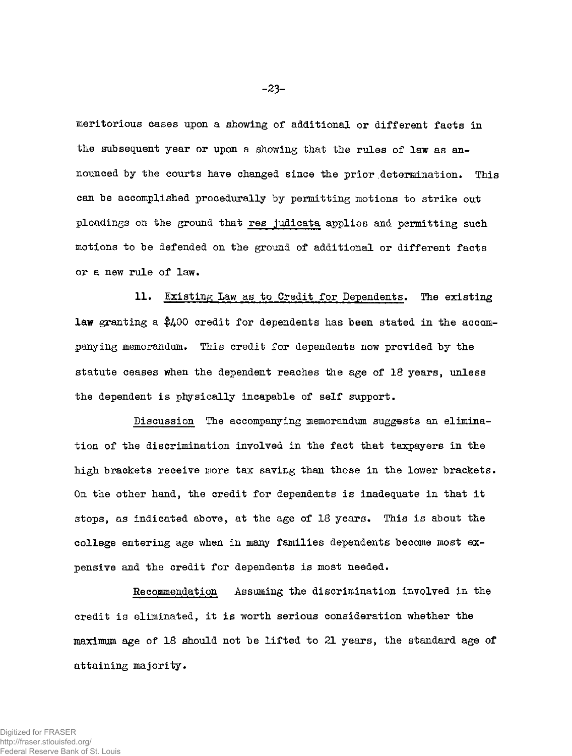meritorious cases upon a showing of additional or different facts in the subsequent year or upon a showing that the rules of law as announced by the courts have changed since the prior determination. This can be accomplished procedurally by permitting motions to strike out pleadings on the ground that res judicata applies and permitting such motions to be defended on the ground of additional or different facts or a new rule of law.

11. Existing Law as to Credit for Dependents. The existing law granting a $400 credit for dependents has been stated in the accompanying memorandum. This credit for dependents now provided by the statute ceases when the dependent reaches the age of 18 years, unless the dependent is physically incapable of self support.

Discussion The accompanying memorandum suggests an elimination of the discrimination involved in the fact that taxpayers in the high brackets receive more tax saving than those in the lower brackets. On the other hand, the credit for dependents is inadequate in that it stops, as indicated above, at the age of 18 years. This is about the college entering age when in many families dependents become most expensive and the credit for dependents is most needed.

Recommendation Assuming the discrimination involved in the credit is eliminated, it is worth serious consideration whether the maximum age of 18 should not be lifted to 21 years, the standard age of attaining majority.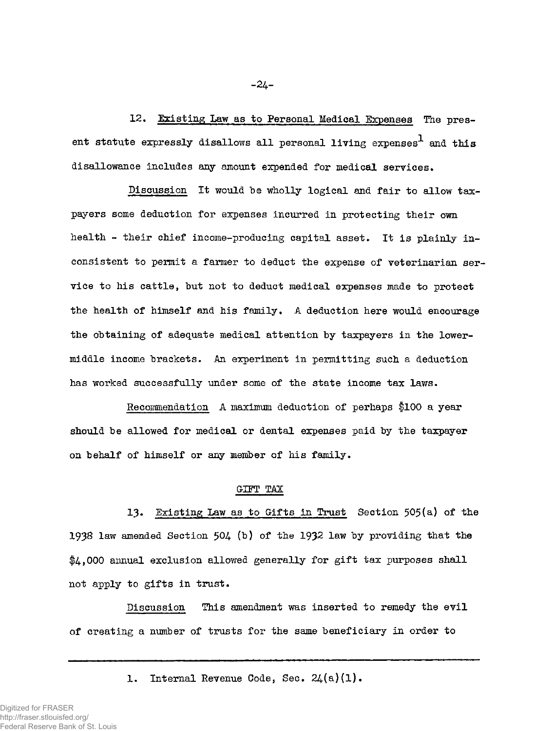12. Existing Law as to Personal Medical Expenses The present statute expressly disallows all personal living expenses[1] and this disallowance includes any amount expended for medical services.

Discussion It would be wholly logical and fair to allow taxpayers some deduction for expenses incurred in protecting their own health - their chief income-producing capital asset. It is plainly inconsistent to permit a farmer to deduct the expense of veterinarian service to his cattle, but not to deduct medical expenses made to protect the health of himself and his family. A deduction here would encourage the obtaining of adequate medical attention by taxpayers in the lower-middle income brackets. An experiment in permitting such a deduction has worked successfully under some of the state income tax laws.

Recommendation A maximum deduction of perhaps $100 a year should be allowed for medical or dental expenses paid by the taxpayer on behalf of himself or any member of his family.

## GIFT TAX

13. Existing Law as to Gifts in Trust Section 505(a) of the 1938 law amended Section 504 (b) of the 1932 law by providing that the $4,000 annual exclusion allowed generally for gift tax purposes shall not apply to gifts in trust.

Discussion This amendment was inserted to remedy the evil of creating a number of trusts for the same beneficiary in order to

---

1. Internal Revenue Code, Sec. 24(a)(1).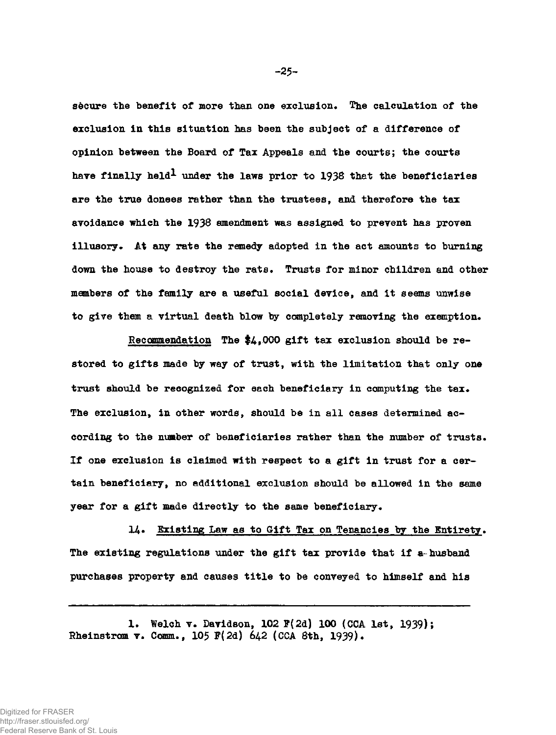secure the benefit of more than one exclusion. The calculation of the exclusion in this situation has been the subject of a difference of opinion between the Board of Tax Appeals and the courts; the courts have finally held[1] under the laws prior to 1938 that the beneficiaries are the true donees rather than the trustees, and therefore the tax avoidance which the 1938 amendment was assigned to prevent has proven illusory. At any rate the remedy adopted in the act amounts to burning down the house to destroy the rats. Trusts for minor children and other members of the family are a useful social device, and it seems unwise to give them a virtual death blow by completely removing the exemption.

Recommendation The $4,000 gift tax exclusion should be restored to gifts made by way of trust, with the limitation that only one trust should be recognized for each beneficiary in computing the tax. The exclusion, in other words, should be in all cases determined according to the number of beneficiaries rather than the number of trusts. If one exclusion is claimed with respect to a gift in trust for a certain beneficiary, no additional exclusion should be allowed in the same year for a gift made directly to the same beneficiary.

14. Existing Law as to Gift Tax on Tenancies by the Entirety. The existing regulations under the gift tax provide that if a husband purchases property and causes title to be conveyed to himself and his

---

1. Welch v. Davidson, 102 F(2d) 100 (CCA 1st, 1939); Rheinstrom v. Comm., 105 F(2d) 642 (CCA 8th, 1939).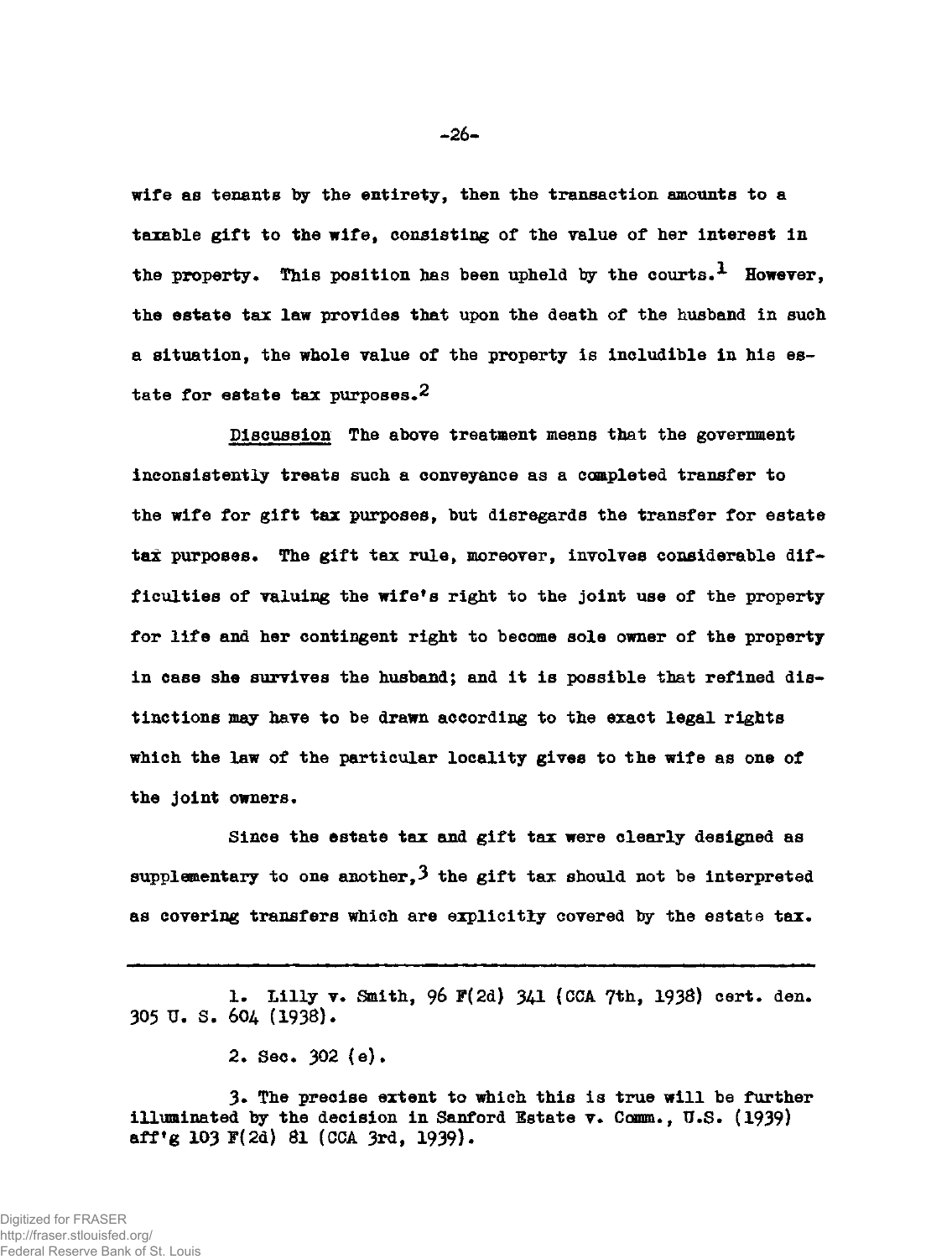wife as tenants by the entirety, then the transaction amounts to a taxable gift to the wife, consisting of the value of her interest in the property. This position has been upheld by the courts.[1] However, the estate tax law provides that upon the death of the husband in such a situation, the whole value of the property is includible in his estate for estate tax purposes.[2]

Discussion The above treatment means that the government inconsistently treats such a conveyance as a completed transfer to the wife for gift tax purposes, but disregards the transfer for estate tax purposes. The gift tax rule, moreover, involves considerable difficulties of valuing the wife's right to the joint use of the property for life and her contingent right to become sole owner of the property in case she survives the husband; and it is possible that refined distinctions may have to be drawn according to the exact legal rights which the law of the particular locality gives to the wife as one of the joint owners.

Since the estate tax and gift tax were clearly designed as supplementary to one another,[3] the gift tax should not be interpreted as covering transfers which are explicitly covered by the estate tax.

---

1. Lilly v. Smith, 96 F(2d) 341 (CCA 7th, 1938) cert. den. 305 U. S. 604 (1938).

2. Sec. 302 (e).

3. The precise extent to which this is true will be further illuminated by the decision in Sanford Estate v. Comm., U.S. (1939) aff'g 103 F(2d) 81 (CCA 3rd, 1939).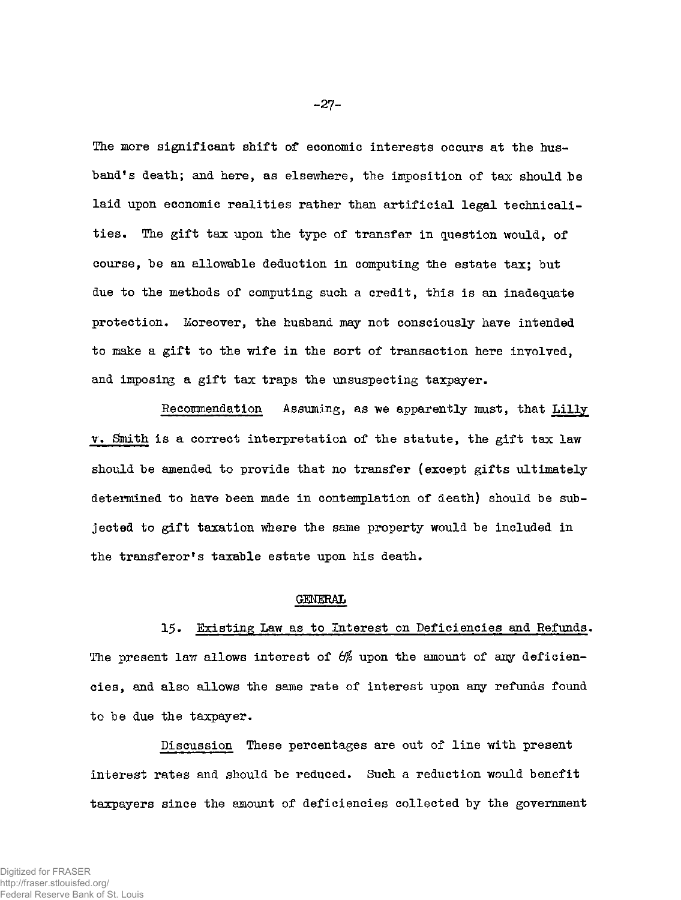The more significant shift of economic interests occurs at the husband's death; and here, as elsewhere, the imposition of tax should be laid upon economic realities rather than artificial legal technicalities. The gift tax upon the type of transfer in question would, of course, be an allowable deduction in computing the estate tax; but due to the methods of computing such a credit, this is an inadequate protection. Moreover, the husband may not consciously have intended to make a gift to the wife in the sort of transaction here involved, and imposing a gift tax traps the unsuspecting taxpayer.

Recommendation Assuming, as we apparently must, that Lilly v. Smith is a correct interpretation of the statute, the gift tax law should be amended to provide that no transfer (except gifts ultimately determined to have been made in contemplation of death) should be subjected to gift taxation where the same property would be included in the transferor's taxable estate upon his death.

## GENERAL

15. Existing Law as to Interest on Deficiencies and Refunds. The present law allows interest of 6% upon the amount of any deficiencies, and also allows the same rate of interest upon any refunds found to be due the taxpayer.

Discussion These percentages are out of line with present interest rates and should be reduced. Such a reduction would benefit taxpayers since the amount of deficiencies collected by the government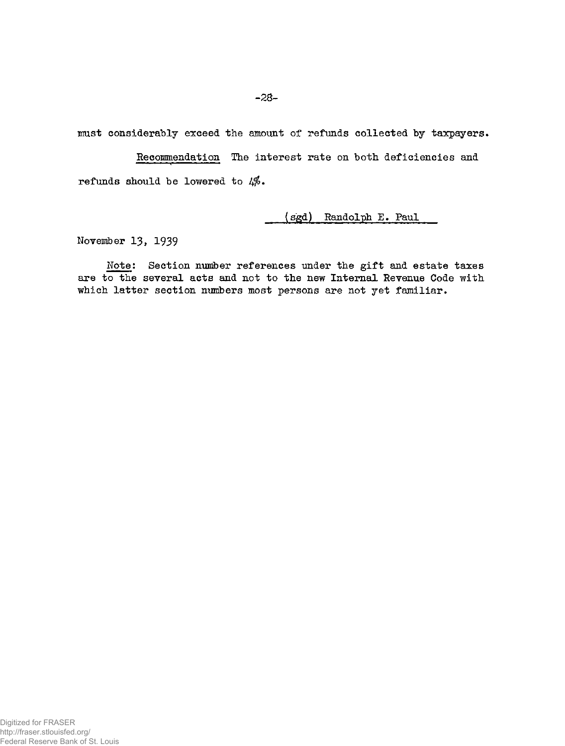must considerably exceed the amount of refunds collected by taxpayers.

Recommendation The interest rate on both deficiencies and refunds should be lowered to 4%.

(sgd) Randolph E. Paul

November 13, 1939

Note: Section number references under the gift and estate taxes are to the several acts and not to the new Internal Revenue Code with which latter section numbers most persons are not yet familiar.